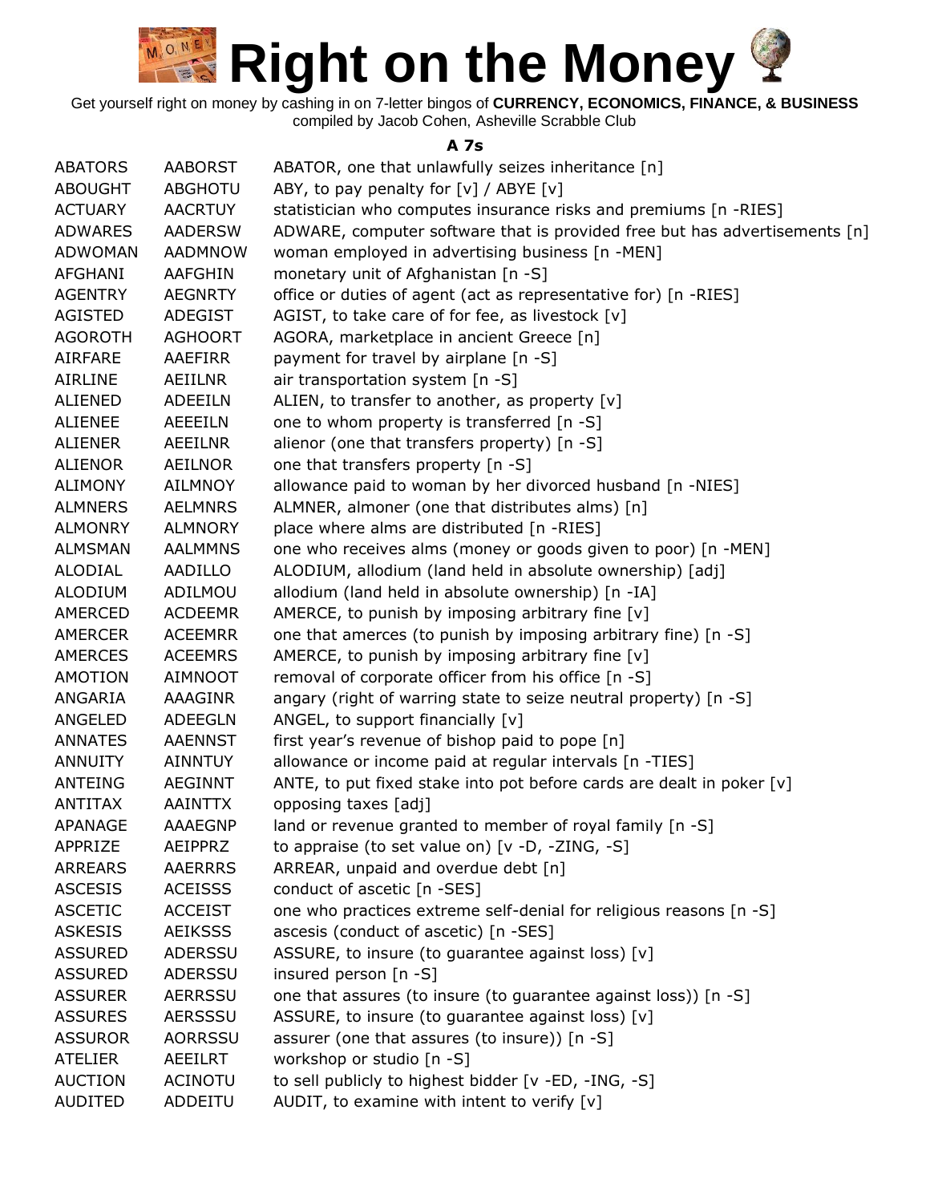# Right on the Money

Get yourself right on money by cashing in on 7-letter bingos of **CURRENCY, ECONOMICS, FINANCE, & BUSINESS**
compiled by Jacob Cohen, Asheville Scrabble Club

### A 7s

| | | |
|---|---|---|
| ABATORS | AABORST | ABATOR, one that unlawfully seizes inheritance [n] |
| ABOUGHT | ABGHOTU | ABY, to pay penalty for [v] / ABYE [v] |
| ACTUARY | AACRTUY | statistician who computes insurance risks and premiums [n -RIES] |
| ADWARES | AADERSW | ADWARE, computer software that is provided free but has advertisements [n] |
| ADWOMAN | AADMNOW | woman employed in advertising business [n -MEN] |
| AFGHANI | AAFGHIN | monetary unit of Afghanistan [n -S] |
| AGENTRY | AEGNRTY | office or duties of agent (act as representative for) [n -RIES] |
| AGISTED | ADEGIST | AGIST, to take care of for fee, as livestock [v] |
| AGOROTH | AGHOORT | AGORA, marketplace in ancient Greece [n] |
| AIRFARE | AAEFIRR | payment for travel by airplane [n -S] |
| AIRLINE | AEIILNR | air transportation system [n -S] |
| ALIENED | ADEEILN | ALIEN, to transfer to another, as property [v] |
| ALIENEE | AEEEILN | one to whom property is transferred [n -S] |
| ALIENER | AEEILNR | alienor (one that transfers property) [n -S] |
| ALIENOR | AEILNOR | one that transfers property [n -S] |
| ALIMONY | AILMNOY | allowance paid to woman by her divorced husband [n -NIES] |
| ALMNERS | AELMNRS | ALMNER, almoner (one that distributes alms) [n] |
| ALMONRY | ALMNORY | place where alms are distributed [n -RIES] |
| ALMSMAN | AALMMNS | one who receives alms (money or goods given to poor) [n -MEN] |
| ALODIAL | AADILLO | ALODIUM, allodium (land held in absolute ownership) [adj] |
| ALODIUM | ADILMOU | allodium (land held in absolute ownership) [n -IA] |
| AMERCED | ACDEEMR | AMERCE, to punish by imposing arbitrary fine [v] |
| AMERCER | ACEEMRR | one that amerces (to punish by imposing arbitrary fine) [n -S] |
| AMERCES | ACEEMRS | AMERCE, to punish by imposing arbitrary fine [v] |
| AMOTION | AIMNOOT | removal of corporate officer from his office [n -S] |
| ANGARIA | AAAGINR | angary (right of warring state to seize neutral property) [n -S] |
| ANGELED | ADEEGLN | ANGEL, to support financially [v] |
| ANNATES | AAENNST | first year's revenue of bishop paid to pope [n] |
| ANNUITY | AINNTUY | allowance or income paid at regular intervals [n -TIES] |
| ANTEING | AEGINNT | ANTE, to put fixed stake into pot before cards are dealt in poker [v] |
| ANTITAX | AAINTTX | opposing taxes [adj] |
| APANAGE | AAAEGNP | land or revenue granted to member of royal family [n -S] |
| APPRIZE | AEIPPRZ | to appraise (to set value on) [v -D, -ZING, -S] |
| ARREARS | AAERRRS | ARREAR, unpaid and overdue debt [n] |
| ASCESIS | ACEISSS | conduct of ascetic [n -SES] |
| ASCETIC | ACCEIST | one who practices extreme self-denial for religious reasons [n -S] |
| ASKESIS | AEIKSSS | ascesis (conduct of ascetic) [n -SES] |
| ASSURED | ADERSSU | ASSURE, to insure (to guarantee against loss) [v] |
| ASSURED | ADERSSU | insured person [n -S] |
| ASSURER | AERRSSU | one that assures (to insure (to guarantee against loss)) [n -S] |
| ASSURES | AERSSSU | ASSURE, to insure (to guarantee against loss) [v] |
| ASSUROR | AORRSSU | assurer (one that assures (to insure)) [n -S] |
| ATELIER | AEEILRT | workshop or studio [n -S] |
| AUCTION | ACINOTU | to sell publicly to highest bidder [v -ED, -ING, -S] |
| AUDITED | ADDEITU | AUDIT, to examine with intent to verify [v] |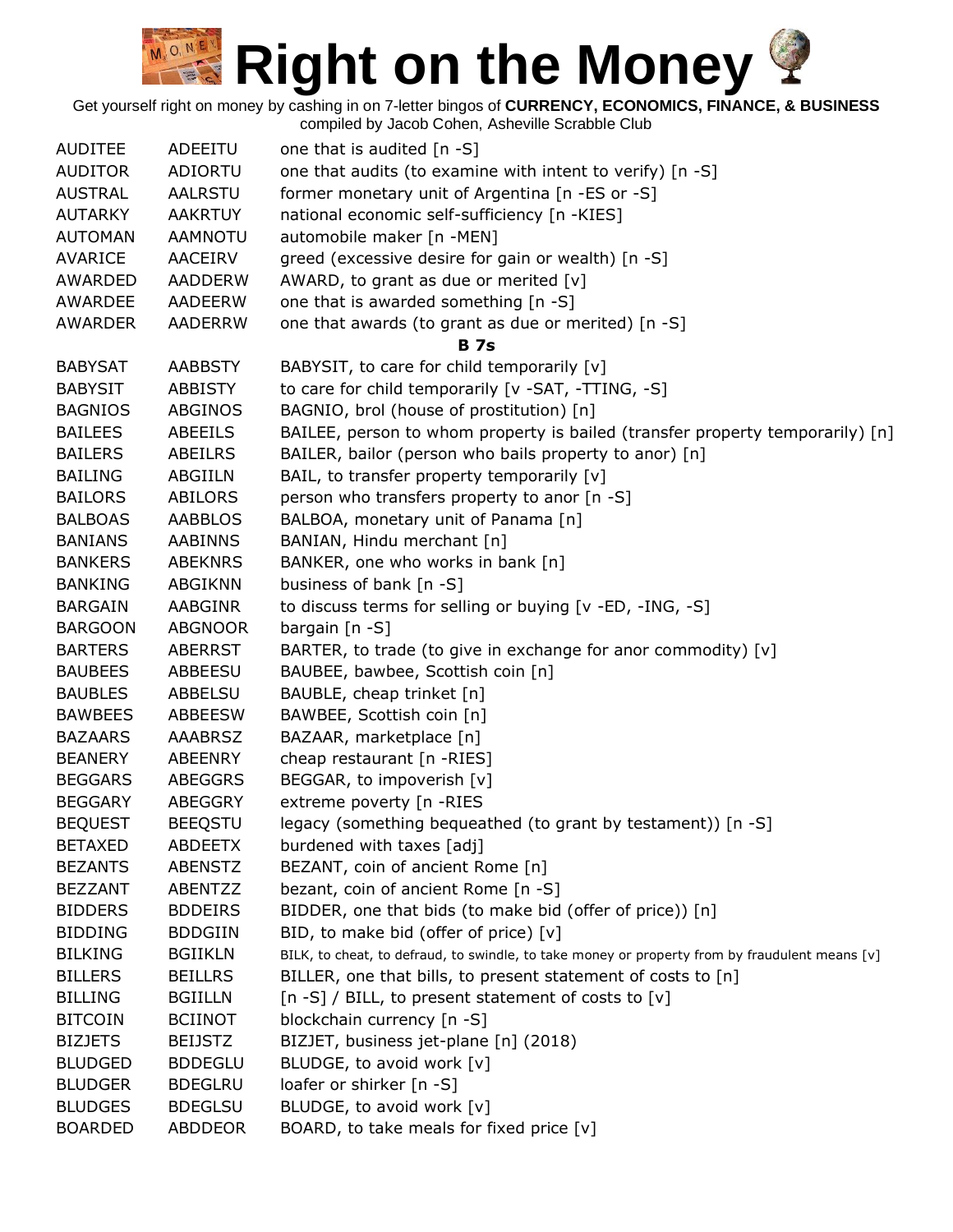# Right on the Money

Get yourself right on money by cashing in on 7-letter bingos of **CURRENCY, ECONOMICS, FINANCE, & BUSINESS**
compiled by Jacob Cohen, Asheville Scrabble Club

| | | |
|---|---|---|
| AUDITEE | ADEEITU | one that is audited [n -S] |
| AUDITOR | ADIORTU | one that audits (to examine with intent to verify) [n -S] |
| AUSTRAL | AALRSTU | former monetary unit of Argentina [n -ES or -S] |
| AUTARKY | AAKRTUY | national economic self-sufficiency [n -KIES] |
| AUTOMAN | AAMNOTU | automobile maker [n -MEN] |
| AVARICE | AACEIRV | greed (excessive desire for gain or wealth) [n -S] |
| AWARDED | AADDERW | AWARD, to grant as due or merited [v] |
| AWARDEE | AADEERW | one that is awarded something [n -S] |
| AWARDER | AADERRW | one that awards (to grant as due or merited) [n -S] |
| | | **B 7s** |
| BABYSAT | AABBSTY | BABYSIT, to care for child temporarily [v] |
| BABYSIT | ABBISTY | to care for child temporarily [v -SAT, -TTING, -S] |
| BAGNIOS | ABGINOS | BAGNIO, brol (house of prostitution) [n] |
| BAILEES | ABEEILS | BAILEE, person to whom property is bailed (transfer property temporarily) [n] |
| BAILERS | ABEILRS | BAILER, bailor (person who bails property to anor) [n] |
| BAILING | ABGIILN | BAIL, to transfer property temporarily [v] |
| BAILORS | ABILORS | person who transfers property to anor [n -S] |
| BALBOAS | AABBLOS | BALBOA, monetary unit of Panama [n] |
| BANIANS | AABINNS | BANIAN, Hindu merchant [n] |
| BANKERS | ABEKNRS | BANKER, one who works in bank [n] |
| BANKING | ABGIKNN | business of bank [n -S] |
| BARGAIN | AABGINR | to discuss terms for selling or buying [v -ED, -ING, -S] |
| BARGOON | ABGNOOR | bargain [n -S] |
| BARTERS | ABERRST | BARTER, to trade (to give in exchange for anor commodity) [v] |
| BAUBEES | ABBEESU | BAUBEE, bawbee, Scottish coin [n] |
| BAUBLES | ABBELSU | BAUBLE, cheap trinket [n] |
| BAWBEES | ABBEESW | BAWBEE, Scottish coin [n] |
| BAZAARS | AAABRSZ | BAZAAR, marketplace [n] |
| BEANERY | ABEENRY | cheap restaurant [n -RIES] |
| BEGGARS | ABEGGRS | BEGGAR, to impoverish [v] |
| BEGGARY | ABEGGRY | extreme poverty [n -RIES |
| BEQUEST | BEEQSTU | legacy (something bequeathed (to grant by testament)) [n -S] |
| BETAXED | ABDEETX | burdened with taxes [adj] |
| BEZANTS | ABENSTZ | BEZANT, coin of ancient Rome [n] |
| BEZZANT | ABENTZZ | bezant, coin of ancient Rome [n -S] |
| BIDDERS | BDDEIRS | BIDDER, one that bids (to make bid (offer of price)) [n] |
| BIDDING | BDDGIIN | BID, to make bid (offer of price) [v] |
| BILKING | BGIIKLN | BILK, to cheat, to defraud, to swindle, to take money or property from by fraudulent means [v] |
| BILLERS | BEILLRS | BILLER, one that bills, to present statement of costs to [n] |
| BILLING | BGIILLN | [n -S] / BILL, to present statement of costs to [v] |
| BITCOIN | BCIINOT | blockchain currency [n -S] |
| BIZJETS | BEIJSTZ | BIZJET, business jet-plane [n] (2018) |
| BLUDGED | BDDEGLU | BLUDGE, to avoid work [v] |
| BLUDGER | BDEGLRU | loafer or shirker [n -S] |
| BLUDGES | BDEGLSU | BLUDGE, to avoid work [v] |
| BOARDED | ABDDEOR | BOARD, to take meals for fixed price [v] |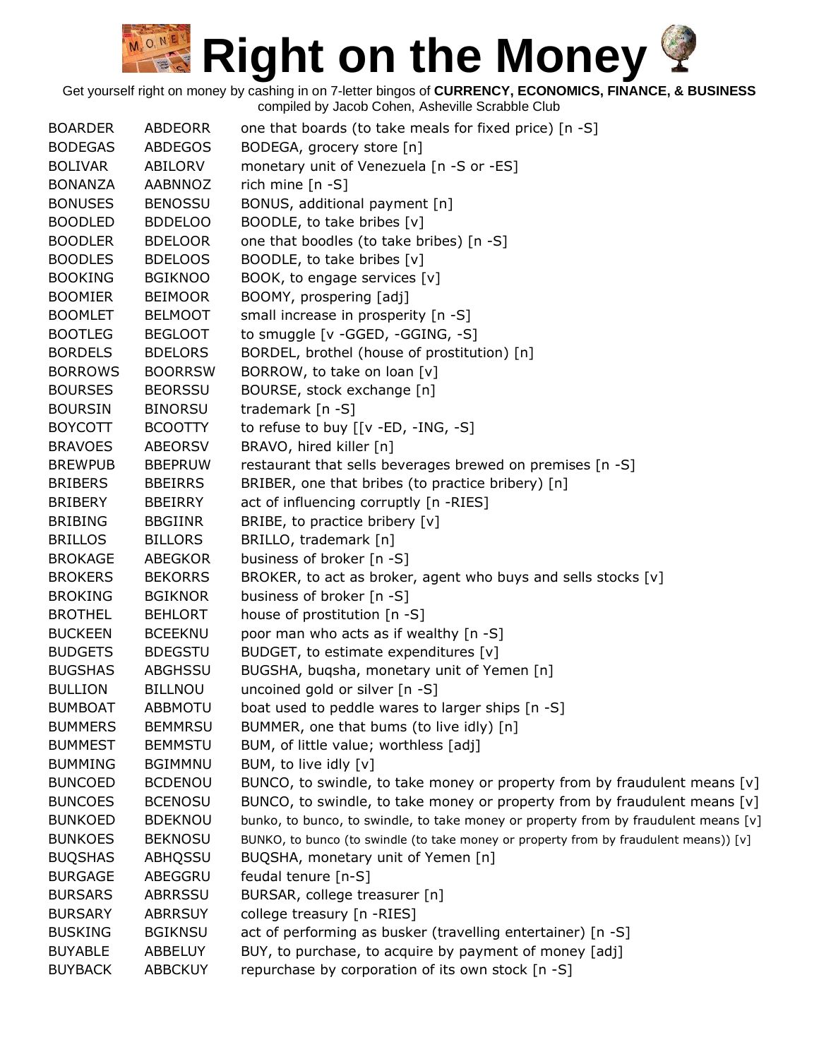# Right on the Money

Get yourself right on money by cashing in on 7-letter bingos of **CURRENCY, ECONOMICS, FINANCE, & BUSINESS**
compiled by Jacob Cohen, Asheville Scrabble Club

| | | |
|---|---|---|
| BOARDER | ABDEORR | one that boards (to take meals for fixed price) [n -S] |
| BODEGAS | ABDEGOS | BODEGA, grocery store [n] |
| BOLIVAR | ABILORV | monetary unit of Venezuela [n -S or -ES] |
| BONANZA | AABNNOZ | rich mine [n -S] |
| BONUSES | BENOSSU | BONUS, additional payment [n] |
| BOODLED | BDDELOO | BOODLE, to take bribes [v] |
| BOODLER | BDELOOR | one that boodles (to take bribes) [n -S] |
| BOODLES | BDELOOS | BOODLE, to take bribes [v] |
| BOOKING | BGIKNOO | BOOK, to engage services [v] |
| BOOMIER | BEIMOOR | BOOMY, prospering [adj] |
| BOOMLET | BELMOOT | small increase in prosperity [n -S] |
| BOOTLEG | BEGLOOT | to smuggle [v -GGED, -GGING, -S] |
| BORDELS | BDELORS | BORDEL, brothel (house of prostitution) [n] |
| BORROWS | BOORRSW | BORROW, to take on loan [v] |
| BOURSES | BEORSSU | BOURSE, stock exchange [n] |
| BOURSIN | BINORSU | trademark [n -S] |
| BOYCOTT | BCOOTTY | to refuse to buy [[v -ED, -ING, -S] |
| BRAVOES | ABEORSV | BRAVO, hired killer [n] |
| BREWPUB | BBEPRUW | restaurant that sells beverages brewed on premises [n -S] |
| BRIBERS | BBEIRRS | BRIBER, one that bribes (to practice bribery) [n] |
| BRIBERY | BBEIRRY | act of influencing corruptly [n -RIES] |
| BRIBING | BBGIINR | BRIBE, to practice bribery [v] |
| BRILLOS | BILLORS | BRILLO, trademark [n] |
| BROKAGE | ABEGKOR | business of broker [n -S] |
| BROKERS | BEKORRS | BROKER, to act as broker, agent who buys and sells stocks [v] |
| BROKING | BGIKNOR | business of broker [n -S] |
| BROTHEL | BEHLORT | house of prostitution [n -S] |
| BUCKEEN | BCEEKNU | poor man who acts as if wealthy [n -S] |
| BUDGETS | BDEGSTU | BUDGET, to estimate expenditures [v] |
| BUGSHAS | ABGHSSU | BUGSHA, buqsha, monetary unit of Yemen [n] |
| BULLION | BILLNOU | uncoined gold or silver [n -S] |
| BUMBOAT | ABBMOTU | boat used to peddle wares to larger ships [n -S] |
| BUMMERS | BEMMRSU | BUMMER, one that bums (to live idly) [n] |
| BUMMEST | BEMMSTU | BUM, of little value; worthless [adj] |
| BUMMING | BGIMMNU | BUM, to live idly [v] |
| BUNCOED | BCDENOU | BUNCO, to swindle, to take money or property from by fraudulent means [v] |
| BUNCOES | BCENOSU | BUNCO, to swindle, to take money or property from by fraudulent means [v] |
| BUNKOED | BDEKNOU | bunko, to bunco, to swindle, to take money or property from by fraudulent means [v] |
| BUNKOES | BEKNOSU | BUNKO, to bunco (to swindle (to take money or property from by fraudulent means)) [v] |
| BUQSHAS | ABHQSSU | BUQSHA, monetary unit of Yemen [n] |
| BURGAGE | ABEGGRU | feudal tenure [n-S] |
| BURSARS | ABRRSSU | BURSAR, college treasurer [n] |
| BURSARY | ABRRSUY | college treasury [n -RIES] |
| BUSKING | BGIKNSU | act of performing as busker (travelling entertainer) [n -S] |
| BUYABLE | ABBELUY | BUY, to purchase, to acquire by payment of money [adj] |
| BUYBACK | ABBCKUY | repurchase by corporation of its own stock [n -S] |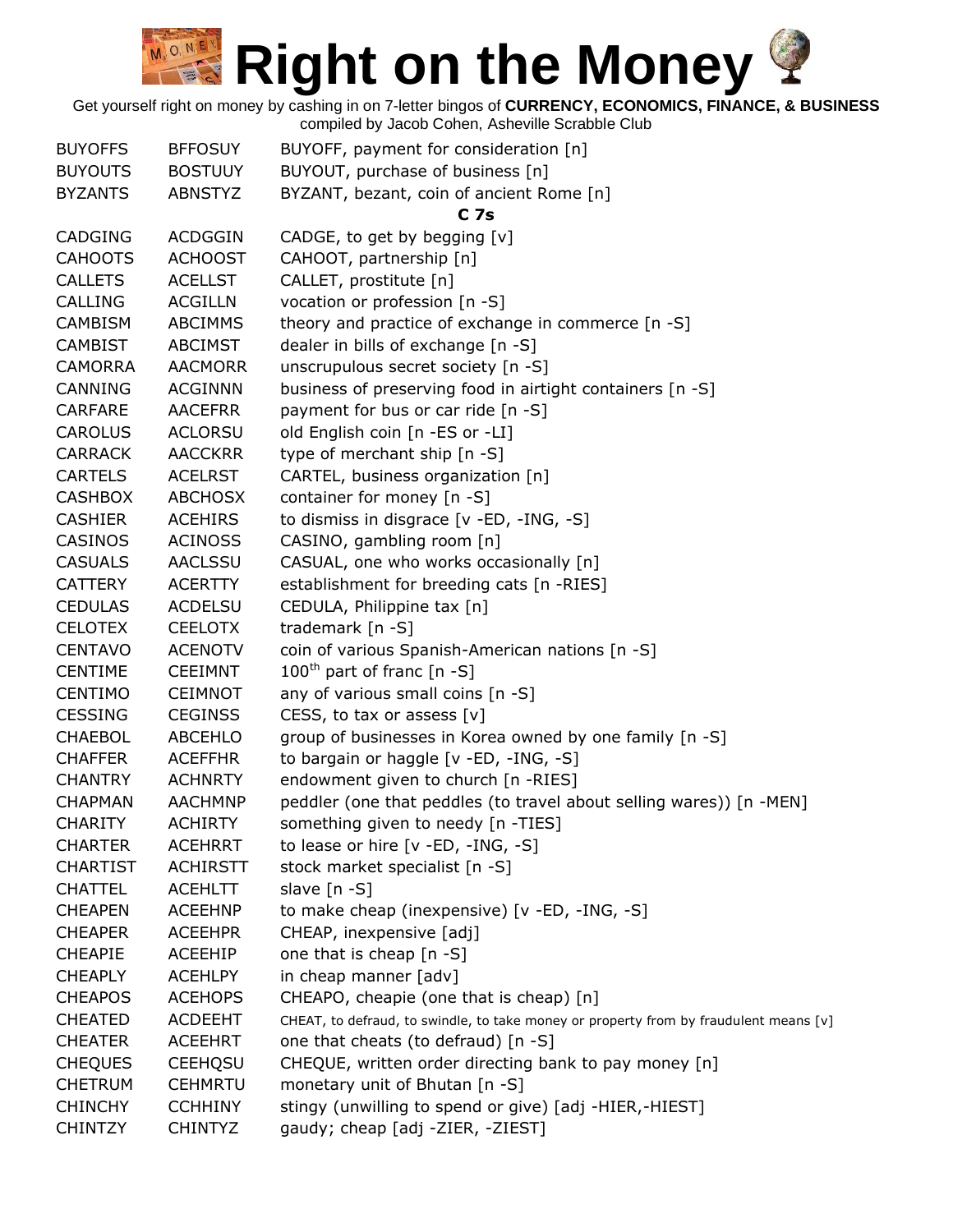# Right on the Money

Get yourself right on money by cashing in on 7-letter bingos of **CURRENCY, ECONOMICS, FINANCE, & BUSINESS**
compiled by Jacob Cohen, Asheville Scrabble Club

| | | |
|---|---|---|
| BUYOFFS | BFFOSUY | BUYOFF, payment for consideration [n] |
| BUYOUTS | BOSTUUY | BUYOUT, purchase of business [n] |
| BYZANTS | ABNSTYZ | BYZANT, bezant, coin of ancient Rome [n] |
| | | **C 7s** |
| CADGING | ACDGGIN | CADGE, to get by begging [v] |
| CAHOOTS | ACHOOST | CAHOOT, partnership [n] |
| CALLETS | ACELLST | CALLET, prostitute [n] |
| CALLING | ACGILLN | vocation or profession [n -S] |
| CAMBISM | ABCIMMS | theory and practice of exchange in commerce [n -S] |
| CAMBIST | ABCIMST | dealer in bills of exchange [n -S] |
| CAMORRA | AACMORR | unscrupulous secret society [n -S] |
| CANNING | ACGINNN | business of preserving food in airtight containers [n -S] |
| CARFARE | AACEFRR | payment for bus or car ride [n -S] |
| CAROLUS | ACLORSU | old English coin [n -ES or -LI] |
| CARRACK | AACCKRR | type of merchant ship [n -S] |
| CARTELS | ACELRST | CARTEL, business organization [n] |
| CASHBOX | ABCHOSX | container for money [n -S] |
| CASHIER | ACEHIRS | to dismiss in disgrace [v -ED, -ING, -S] |
| CASINOS | ACINOSS | CASINO, gambling room [n] |
| CASUALS | AACLSSU | CASUAL, one who works occasionally [n] |
| CATTERY | ACERTTY | establishment for breeding cats [n -RIES] |
| CEDULAS | ACDELSU | CEDULA, Philippine tax [n] |
| CELOTEX | CEELOTX | trademark [n -S] |
| CENTAVO | ACENOTV | coin of various Spanish-American nations [n -S] |
| CENTIME | CEEIMNT | 100th part of franc [n -S] |
| CENTIMO | CEIMNOT | any of various small coins [n -S] |
| CESSING | CEGINSS | CESS, to tax or assess [v] |
| CHAEBOL | ABCEHLO | group of businesses in Korea owned by one family [n -S] |
| CHAFFER | ACEFFHR | to bargain or haggle [v -ED, -ING, -S] |
| CHANTRY | ACHNRTY | endowment given to church [n -RIES] |
| CHAPMAN | AACHMNP | peddler (one that peddles (to travel about selling wares)) [n -MEN] |
| CHARITY | ACHIRTY | something given to needy [n -TIES] |
| CHARTER | ACEHRRT | to lease or hire [v -ED, -ING, -S] |
| CHARTIST | ACHIRSTT | stock market specialist [n -S] |
| CHATTEL | ACEHLTT | slave [n -S] |
| CHEAPEN | ACEEHNP | to make cheap (inexpensive) [v -ED, -ING, -S] |
| CHEAPER | ACEEHPR | CHEAP, inexpensive [adj] |
| CHEAPIE | ACEEHIP | one that is cheap [n -S] |
| CHEAPLY | ACEHLPY | in cheap manner [adv] |
| CHEAPOS | ACEHOPS | CHEAPO, cheapie (one that is cheap) [n] |
| CHEATED | ACDEEHT | CHEAT, to defraud, to swindle, to take money or property from by fraudulent means [v] |
| CHEATER | ACEEHRT | one that cheats (to defraud) [n -S] |
| CHEQUES | CEEHQSU | CHEQUE, written order directing bank to pay money [n] |
| CHETRUM | CEHMRTU | monetary unit of Bhutan [n -S] |
| CHINCHY | CCHHINY | stingy (unwilling to spend or give) [adj -HIER,-HIEST] |
| CHINTZY | CHINTYZ | gaudy; cheap [adj -ZIER, -ZIEST] |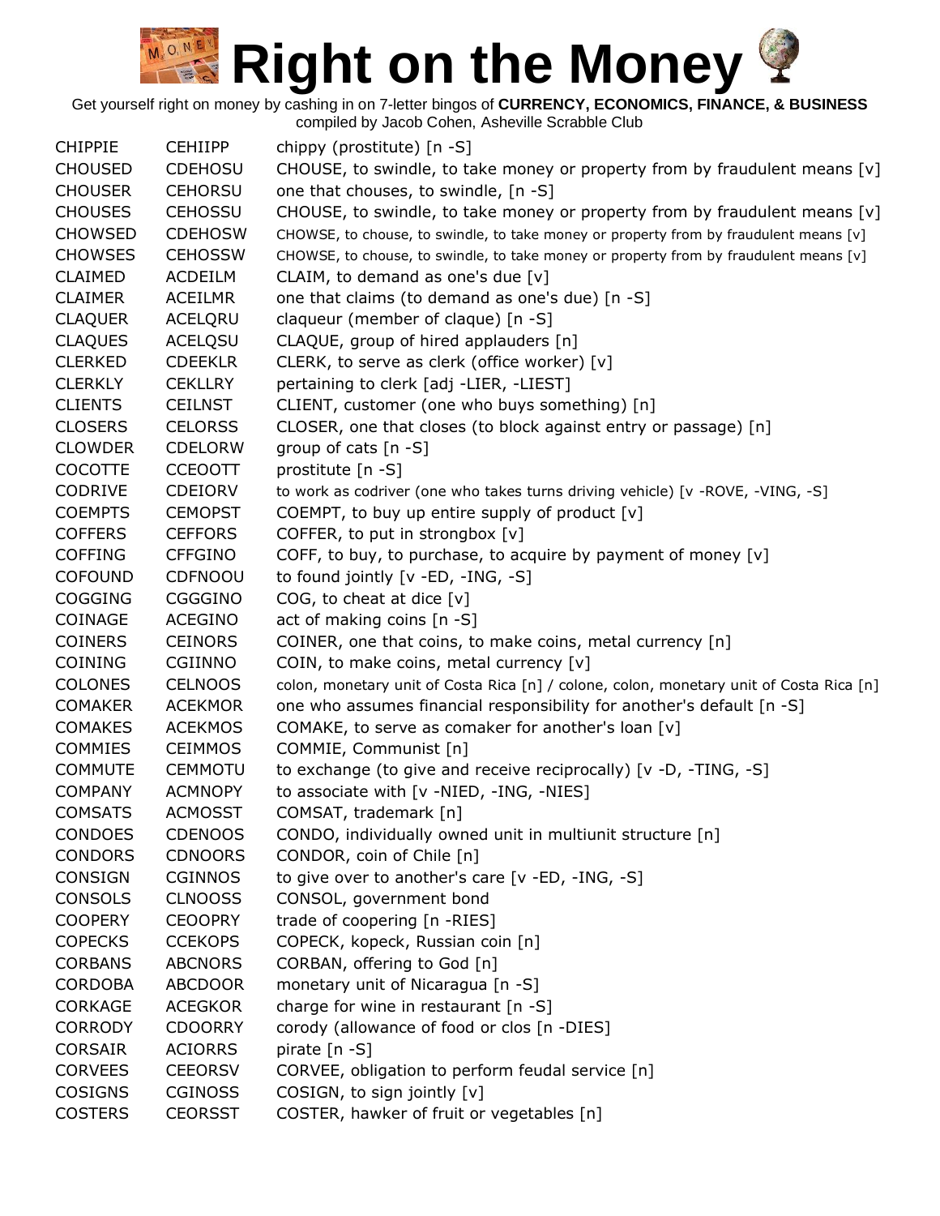# Right on the Money

Get yourself right on money by cashing in on 7-letter bingos of **CURRENCY, ECONOMICS, FINANCE, & BUSINESS**
compiled by Jacob Cohen, Asheville Scrabble Club

| | | |
|---|---|---|
| CHIPPIE | CEHIIPP | chippy (prostitute) [n -S] |
| CHOUSED | CDEHOSU | CHOUSE, to swindle, to take money or property from by fraudulent means [v] |
| CHOUSER | CEHORSU | one that chouses, to swindle, [n -S] |
| CHOUSES | CEHOSSU | CHOUSE, to swindle, to take money or property from by fraudulent means [v] |
| CHOWSED | CDEHOSW | CHOWSE, to chouse, to swindle, to take money or property from by fraudulent means [v] |
| CHOWSES | CEHOSSW | CHOWSE, to chouse, to swindle, to take money or property from by fraudulent means [v] |
| CLAIMED | ACDEILM | CLAIM, to demand as one's due [v] |
| CLAIMER | ACEILMR | one that claims (to demand as one's due) [n -S] |
| CLAQUER | ACELQRU | claqueur (member of claque) [n -S] |
| CLAQUES | ACELQSU | CLAQUE, group of hired applauders [n] |
| CLERKED | CDEEKLR | CLERK, to serve as clerk (office worker) [v] |
| CLERKLY | CEKLLRY | pertaining to clerk [adj -LIER, -LIEST] |
| CLIENTS | CEILNST | CLIENT, customer (one who buys something) [n] |
| CLOSERS | CELORSS | CLOSER, one that closes (to block against entry or passage) [n] |
| CLOWDER | CDELORW | group of cats [n -S] |
| COCOTTE | CCEOOTT | prostitute [n -S] |
| CODRIVE | CDEIORV | to work as codriver (one who takes turns driving vehicle) [v -ROVE, -VING, -S] |
| COEMPTS | CEMOPST | COEMPT, to buy up entire supply of product [v] |
| COFFERS | CEFFORS | COFFER, to put in strongbox [v] |
| COFFING | CFFGINO | COFF, to buy, to purchase, to acquire by payment of money [v] |
| COFOUND | CDFNOOU | to found jointly [v -ED, -ING, -S] |
| COGGING | CGGGINO | COG, to cheat at dice [v] |
| COINAGE | ACEGINO | act of making coins [n -S] |
| COINERS | CEINORS | COINER, one that coins, to make coins, metal currency [n] |
| COINING | CGIINNO | COIN, to make coins, metal currency [v] |
| COLONES | CELNOOS | colon, monetary unit of Costa Rica [n] / colone, colon, monetary unit of Costa Rica [n] |
| COMAKER | ACEKMOR | one who assumes financial responsibility for another's default [n -S] |
| COMAKES | ACEKMOS | COMAKE, to serve as comaker for another's loan [v] |
| COMMIES | CEIMMOS | COMMIE, Communist [n] |
| COMMUTE | CEMMOTU | to exchange (to give and receive reciprocally) [v -D, -TING, -S] |
| COMPANY | ACMNOPY | to associate with [v -NIED, -ING, -NIES] |
| COMSATS | ACMOSST | COMSAT, trademark [n] |
| CONDOES | CDENOOS | CONDO, individually owned unit in multiunit structure [n] |
| CONDORS | CDNOORS | CONDOR, coin of Chile [n] |
| CONSIGN | CGINNOS | to give over to another's care [v -ED, -ING, -S] |
| CONSOLS | CLNOOSS | CONSOL, government bond |
| COOPERY | CEOOPRY | trade of coopering [n -RIES] |
| COPECKS | CCEKOPS | COPECK, kopeck, Russian coin [n] |
| CORBANS | ABCNORS | CORBAN, offering to God [n] |
| CORDOBA | ABCDOOR | monetary unit of Nicaragua [n -S] |
| CORKAGE | ACEGKOR | charge for wine in restaurant [n -S] |
| CORRODY | CDOORRY | corody (allowance of food or clos [n -DIES] |
| CORSAIR | ACIORRS | pirate [n -S] |
| CORVEES | CEEORSV | CORVEE, obligation to perform feudal service [n] |
| COSIGNS | CGINOSS | COSIGN, to sign jointly [v] |
| COSTERS | CEORSST | COSTER, hawker of fruit or vegetables [n] |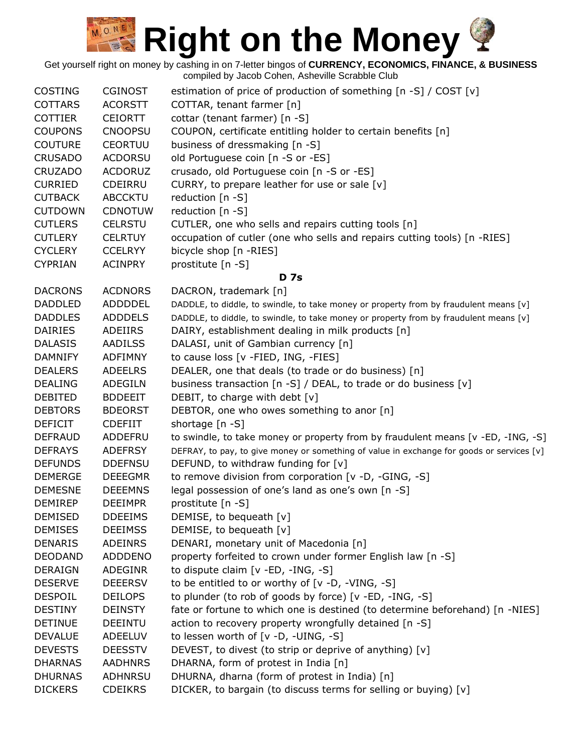| | | |
|---|---|---|
| COSTING | CGINOST | estimation of price of production of something [n -S] / COST [v] |
| COTTARS | ACORSTT | COTTAR, tenant farmer [n] |
| COTTIER | CEIORTT | cottar (tenant farmer) [n -S] |
| COUPONS | CNOOPSU | COUPON, certificate entitling holder to certain benefits [n] |
| COUTURE | CEORTUU | business of dressmaking [n -S] |
| CRUSADO | ACDORSU | old Portuguese coin [n -S or -ES] |
| CRUZADO | ACDORUZ | crusado, old Portuguese coin [n -S or -ES] |
| CURRIED | CDEIRRU | CURRY, to prepare leather for use or sale [v] |
| CUTBACK | ABCCKTU | reduction [n -S] |
| CUTDOWN | CDNOTUW | reduction [n -S] |
| CUTLERS | CELRSTU | CUTLER, one who sells and repairs cutting tools [n] |
| CUTLERY | CELRTUY | occupation of cutler (one who sells and repairs cutting tools) [n -RIES] |
| CYCLERY | CCELRYY | bicycle shop [n -RIES] |
| CYPRIAN | ACINPRY | prostitute [n -S] |

**D 7s**

| | | |
|---|---|---|
| DACRONS | ACDNORS | DACRON, trademark [n] |
| DADDLED | ADDDDEL | DADDLE, to diddle, to swindle, to take money or property from by fraudulent means [v] |
| DADDLES | ADDDELS | DADDLE, to diddle, to swindle, to take money or property from by fraudulent means [v] |
| DAIRIES | ADEIIRS | DAIRY, establishment dealing in milk products [n] |
| DALASIS | AADILSS | DALASI, unit of Gambian currency [n] |
| DAMNIFY | ADFIMNY | to cause loss [v -FIED, ING, -FIES] |
| DEALERS | ADEELRS | DEALER, one that deals (to trade or do business) [n] |
| DEALING | ADEGILN | business transaction [n -S] / DEAL, to trade or do business [v] |
| DEBITED | BDDEEIT | DEBIT, to charge with debt [v] |
| DEBTORS | BDEORST | DEBTOR, one who owes something to anor [n] |
| DEFICIT | CDEFIIT | shortage [n -S] |
| DEFRAUD | ADDEFRU | to swindle, to take money or property from by fraudulent means [v -ED, -ING, -S] |
| DEFRAYS | ADEFRSY | DEFRAY, to pay, to give money or something of value in exchange for goods or services [v] |
| DEFUNDS | DDEFNSU | DEFUND, to withdraw funding for [v] |
| DEMERGE | DEEEGMR | to remove division from corporation [v -D, -GING, -S] |
| DEMESNE | DEEEMNS | legal possession of one's land as one's own [n -S] |
| DEMIREP | DEEIMPR | prostitute [n -S] |
| DEMISED | DDEEIMS | DEMISE, to bequeath [v] |
| DEMISES | DEEIMSS | DEMISE, to bequeath [v] |
| DENARIS | ADEINRS | DENARI, monetary unit of Macedonia [n] |
| DEODAND | ADDDENO | property forfeited to crown under former English law [n -S] |
| DERAIGN | ADEGINR | to dispute claim [v -ED, -ING, -S] |
| DESERVE | DEEERSV | to be entitled to or worthy of [v -D, -VING, -S] |
| DESPOIL | DEILOPS | to plunder (to rob of goods by force) [v -ED, -ING, -S] |
| DESTINY | DEINSTY | fate or fortune to which one is destined (to determine beforehand) [n -NIES] |
| DETINUE | DEEINTU | action to recovery property wrongfully detained [n -S] |
| DEVALUE | ADEELUV | to lessen worth of [v -D, -UING, -S] |
| DEVESTS | DEESSTV | DEVEST, to divest (to strip or deprive of anything) [v] |
| DHARNAS | AADHNRS | DHARNA, form of protest in India [n] |
| DHURNAS | ADHNRSU | DHURNA, dharna (form of protest in India) [n] |
| DICKERS | CDEIKRS | DICKER, to bargain (to discuss terms for selling or buying) [v] |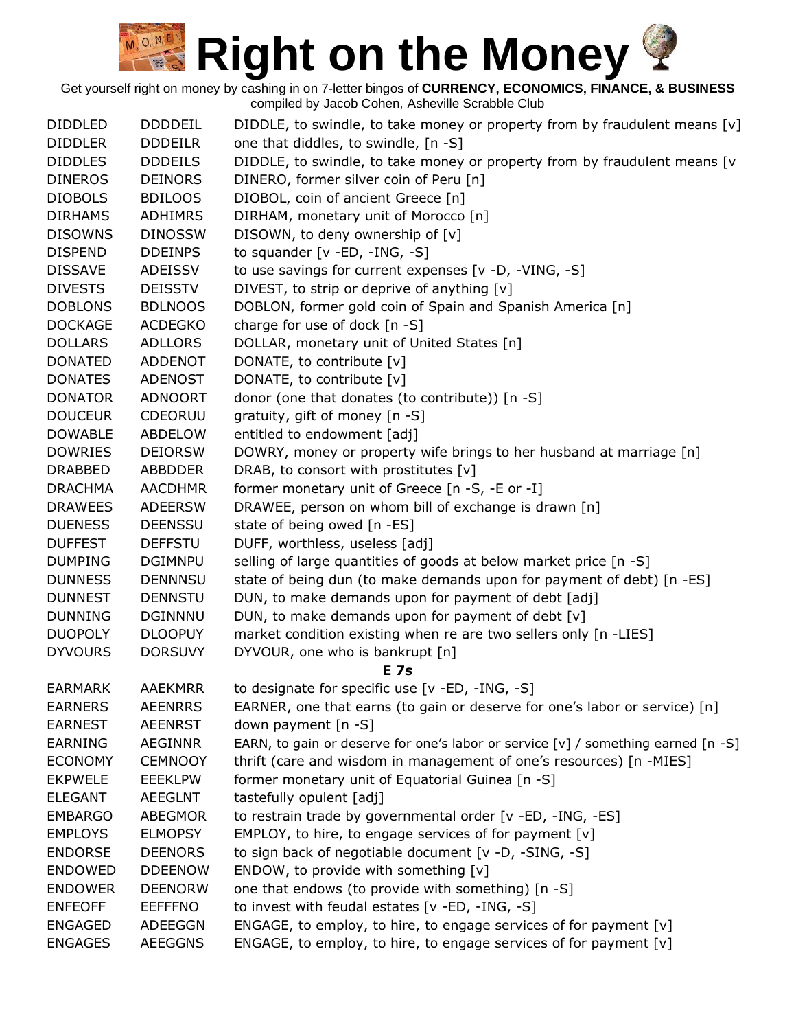# Right on the Money

Get yourself right on money by cashing in on 7-letter bingos of **CURRENCY, ECONOMICS, FINANCE, & BUSINESS**
compiled by Jacob Cohen, Asheville Scrabble Club

| | | |
|---|---|---|
| DIDDLED | DDDDEIL | DIDDLE, to swindle, to take money or property from by fraudulent means [v] |
| DIDDLER | DDDEILR | one that diddles, to swindle, [n -S] |
| DIDDLES | DDDEILS | DIDDLE, to swindle, to take money or property from by fraudulent means [v |
| DINEROS | DEINORS | DINERO, former silver coin of Peru [n] |
| DIOBOLS | BDILOOS | DIOBOL, coin of ancient Greece [n] |
| DIRHAMS | ADHIMRS | DIRHAM, monetary unit of Morocco [n] |
| DISOWNS | DINOSSW | DISOWN, to deny ownership of [v] |
| DISPEND | DDEINPS | to squander [v -ED, -ING, -S] |
| DISSAVE | ADEISSV | to use savings for current expenses [v -D, -VING, -S] |
| DIVESTS | DEISSTV | DIVEST, to strip or deprive of anything [v] |
| DOBLONS | BDLNOOS | DOBLON, former gold coin of Spain and Spanish America [n] |
| DOCKAGE | ACDEGKO | charge for use of dock [n -S] |
| DOLLARS | ADLLORS | DOLLAR, monetary unit of United States [n] |
| DONATED | ADDENOT | DONATE, to contribute [v] |
| DONATES | ADENOST | DONATE, to contribute [v] |
| DONATOR | ADNOORT | donor (one that donates (to contribute)) [n -S] |
| DOUCEUR | CDEORUU | gratuity, gift of money [n -S] |
| DOWABLE | ABDELOW | entitled to endowment [adj] |
| DOWRIES | DEIORSW | DOWRY, money or property wife brings to her husband at marriage [n] |
| DRABBED | ABBDDER | DRAB, to consort with prostitutes [v] |
| DRACHMA | AACDHMR | former monetary unit of Greece [n -S, -E or -I] |
| DRAWEES | ADEERSW | DRAWEE, person on whom bill of exchange is drawn [n] |
| DUENESS | DEENSSU | state of being owed [n -ES] |
| DUFFEST | DEFFSTU | DUFF, worthless, useless [adj] |
| DUMPING | DGIMNPU | selling of large quantities of goods at below market price [n -S] |
| DUNNESS | DENNNSU | state of being dun (to make demands upon for payment of debt) [n -ES] |
| DUNNEST | DENNSTU | DUN, to make demands upon for payment of debt [adj] |
| DUNNING | DGINNNU | DUN, to make demands upon for payment of debt [v] |
| DUOPOLY | DLOOPUY | market condition existing when re are two sellers only [n -LIES] |
| DYVOURS | DORSUVY | DYVOUR, one who is bankrupt [n] |
| | | **E 7s** |
| EARMARK | AAEKMRR | to designate for specific use [v -ED, -ING, -S] |
| EARNERS | AEENRRS | EARNER, one that earns (to gain or deserve for one's labor or service) [n] |
| EARNEST | AEENRST | down payment [n -S] |
| EARNING | AEGINNR | EARN, to gain or deserve for one's labor or service [v] / something earned [n -S] |
| ECONOMY | CEMNOOY | thrift (care and wisdom in management of one's resources) [n -MIES] |
| EKPWELE | EEEKLPW | former monetary unit of Equatorial Guinea [n -S] |
| ELEGANT | AEEGLNT | tastefully opulent [adj] |
| EMBARGO | ABEGMOR | to restrain trade by governmental order [v -ED, -ING, -ES] |
| EMPLOYS | ELMOPSY | EMPLOY, to hire, to engage services of for payment [v] |
| ENDORSE | DEENORS | to sign back of negotiable document [v -D, -SING, -S] |
| ENDOWED | DDEENOW | ENDOW, to provide with something [v] |
| ENDOWER | DEENORW | one that endows (to provide with something) [n -S] |
| ENFEOFF | EEFFFNO | to invest with feudal estates [v -ED, -ING, -S] |
| ENGAGED | ADEEGGN | ENGAGE, to employ, to hire, to engage services of for payment [v] |
| ENGAGES | AEEGGNS | ENGAGE, to employ, to hire, to engage services of for payment [v] |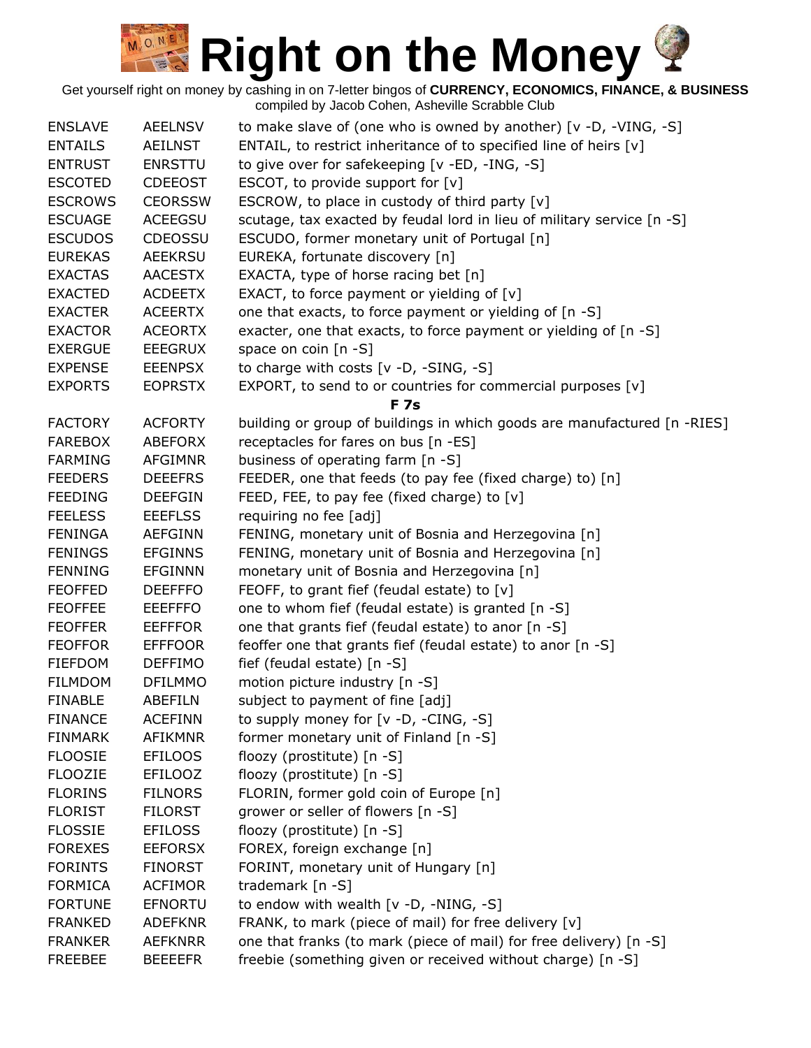| ENSLAVE | AEELNSV | to make slave of (one who is owned by another) [v -D, -VING, -S] |
|---|---|---|
| ENTAILS | AEILNST | ENTAIL, to restrict inheritance of to specified line of heirs [v] |
| ENTRUST | ENRSTTU | to give over for safekeeping [v -ED, -ING, -S] |
| ESCOTED | CDEEOST | ESCOT, to provide support for [v] |
| ESCROWS | CEORSSW | ESCROW, to place in custody of third party [v] |
| ESCUAGE | ACEEGSU | scutage, tax exacted by feudal lord in lieu of military service [n -S] |
| ESCUDOS | CDEOSSU | ESCUDO, former monetary unit of Portugal [n] |
| EUREKAS | AEEKRSU | EUREKA, fortunate discovery [n] |
| EXACTAS | AACESTX | EXACTA, type of horse racing bet [n] |
| EXACTED | ACDEETX | EXACT, to force payment or yielding of [v] |
| EXACTER | ACEERTX | one that exacts, to force payment or yielding of [n -S] |
| EXACTOR | ACEORTX | exacter, one that exacts, to force payment or yielding of [n -S] |
| EXERGUE | EEEGRUX | space on coin [n -S] |
| EXPENSE | EEENPSX | to charge with costs [v -D, -SING, -S] |
| EXPORTS | EOPRSTX | EXPORT, to send to or countries for commercial purposes [v] |

**F 7s**

| FACTORY | ACFORTY | building or group of buildings in which goods are manufactured [n -RIES] |
|---|---|---|
| FAREBOX | ABEFORX | receptacles for fares on bus [n -ES] |
| FARMING | AFGIMNR | business of operating farm [n -S] |
| FEEDERS | DEEEFRS | FEEDER, one that feeds (to pay fee (fixed charge) to) [n] |
| FEEDING | DEEFGIN | FEED, FEE, to pay fee (fixed charge) to [v] |
| FEELESS | EEEFLSS | requiring no fee [adj] |
| FENINGA | AEFGINN | FENING, monetary unit of Bosnia and Herzegovina [n] |
| FENINGS | EFGINNS | FENING, monetary unit of Bosnia and Herzegovina [n] |
| FENNING | EFGINNN | monetary unit of Bosnia and Herzegovina [n] |
| FEOFFED | DEEFFFO | FEOFF, to grant fief (feudal estate) to [v] |
| FEOFFEE | EEEFFFO | one to whom fief (feudal estate) is granted [n -S] |
| FEOFFER | EEFFFOR | one that grants fief (feudal estate) to anor [n -S] |
| FEOFFOR | EFFFOOR | feoffer one that grants fief (feudal estate) to anor [n -S] |
| FIEFDOM | DEFFIMO | fief (feudal estate) [n -S] |
| FILMDOM | DFILMMO | motion picture industry [n -S] |
| FINABLE | ABEFILN | subject to payment of fine [adj] |
| FINANCE | ACEFINN | to supply money for [v -D, -CING, -S] |
| FINMARK | AFIKMNR | former monetary unit of Finland [n -S] |
| FLOOSIE | EFILOOS | floozy (prostitute) [n -S] |
| FLOOZIE | EFILOOZ | floozy (prostitute) [n -S] |
| FLORINS | FILNORS | FLORIN, former gold coin of Europe [n] |
| FLORIST | FILORST | grower or seller of flowers [n -S] |
| FLOSSIE | EFILOSS | floozy (prostitute) [n -S] |
| FOREXES | EEFORSX | FOREX, foreign exchange [n] |
| FORINTS | FINORST | FORINT, monetary unit of Hungary [n] |
| FORMICA | ACFIMOR | trademark [n -S] |
| FORTUNE | EFNORTU | to endow with wealth [v -D, -NING, -S] |
| FRANKED | ADEFKNR | FRANK, to mark (piece of mail) for free delivery [v] |
| FRANKER | AEFKNRR | one that franks (to mark (piece of mail) for free delivery) [n -S] |
| FREEBEE | BEEEEFR | freebie (something given or received without charge) [n -S] |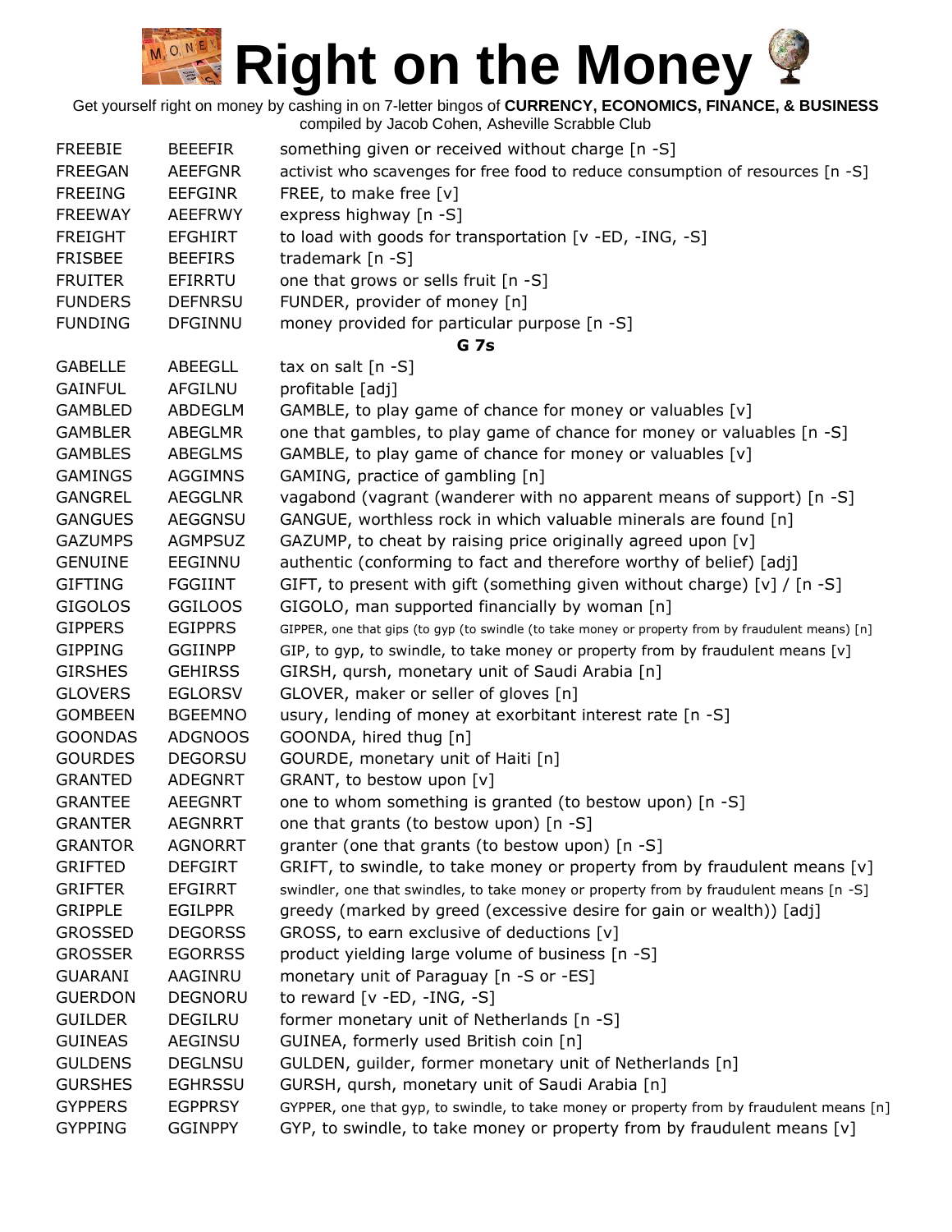# Right on the Money

Get yourself right on money by cashing in on 7-letter bingos of **CURRENCY, ECONOMICS, FINANCE, & BUSINESS**
compiled by Jacob Cohen, Asheville Scrabble Club

| | | |
|---|---|---|
| FREEBIE | BEEEFIR | something given or received without charge [n -S] |
| FREEGAN | AEEFGNR | activist who scavenges for free food to reduce consumption of resources [n -S] |
| FREEING | EEFGINR | FREE, to make free [v] |
| FREEWAY | AEEFRWY | express highway [n -S] |
| FREIGHT | EFGHIRT | to load with goods for transportation [v -ED, -ING, -S] |
| FRISBEE | BEEFIRS | trademark [n -S] |
| FRUITER | EFIRRTU | one that grows or sells fruit [n -S] |
| FUNDERS | DEFNRSU | FUNDER, provider of money [n] |
| FUNDING | DFGINNU | money provided for particular purpose [n -S] |
| | | **G 7s** |
| GABELLE | ABEEGLL | tax on salt [n -S] |
| GAINFUL | AFGILNU | profitable [adj] |
| GAMBLED | ABDEGLM | GAMBLE, to play game of chance for money or valuables [v] |
| GAMBLER | ABEGLMR | one that gambles, to play game of chance for money or valuables [n -S] |
| GAMBLES | ABEGLMS | GAMBLE, to play game of chance for money or valuables [v] |
| GAMINGS | AGGIMNS | GAMING, practice of gambling [n] |
| GANGREL | AEGGLNR | vagabond (vagrant (wanderer with no apparent means of support) [n -S] |
| GANGUES | AEGGNSU | GANGUE, worthless rock in which valuable minerals are found [n] |
| GAZUMPS | AGMPSUZ | GAZUMP, to cheat by raising price originally agreed upon [v] |
| GENUINE | EEGINNU | authentic (conforming to fact and therefore worthy of belief) [adj] |
| GIFTING | FGGIINT | GIFT, to present with gift (something given without charge) [v] / [n -S] |
| GIGOLOS | GGILOOS | GIGOLO, man supported financially by woman [n] |
| GIPPERS | EGIPPRS | GIPPER, one that gips (to gyp (to swindle (to take money or property from by fraudulent means) [n] |
| GIPPING | GGIINPP | GIP, to gyp, to swindle, to take money or property from by fraudulent means [v] |
| GIRSHES | GEHIRSS | GIRSH, qursh, monetary unit of Saudi Arabia [n] |
| GLOVERS | EGLORSV | GLOVER, maker or seller of gloves [n] |
| GOMBEEN | BGEEMNO | usury, lending of money at exorbitant interest rate [n -S] |
| GOONDAS | ADGNOOS | GOONDA, hired thug [n] |
| GOURDES | DEGORSU | GOURDE, monetary unit of Haiti [n] |
| GRANTED | ADEGNRT | GRANT, to bestow upon [v] |
| GRANTEE | AEEGNRT | one to whom something is granted (to bestow upon) [n -S] |
| GRANTER | AEGNRRT | one that grants (to bestow upon) [n -S] |
| GRANTOR | AGNORRT | granter (one that grants (to bestow upon) [n -S] |
| GRIFTED | DEFGIRT | GRIFT, to swindle, to take money or property from by fraudulent means [v] |
| GRIFTER | EFGIRRT | swindler, one that swindles, to take money or property from by fraudulent means [n -S] |
| GRIPPLE | EGILPPR | greedy (marked by greed (excessive desire for gain or wealth)) [adj] |
| GROSSED | DEGORSS | GROSS, to earn exclusive of deductions [v] |
| GROSSER | EGORRSS | product yielding large volume of business [n -S] |
| GUARANI | AAGINRU | monetary unit of Paraguay [n -S or -ES] |
| GUERDON | DEGNORU | to reward [v -ED, -ING, -S] |
| GUILDER | DEGILRU | former monetary unit of Netherlands [n -S] |
| GUINEAS | AEGINSU | GUINEA, formerly used British coin [n] |
| GULDENS | DEGLNSU | GULDEN, guilder, former monetary unit of Netherlands [n] |
| GURSHES | EGHRSSU | GURSH, qursh, monetary unit of Saudi Arabia [n] |
| GYPPERS | EGPPRSY | GYPPER, one that gyp, to swindle, to take money or property from by fraudulent means [n] |
| GYPPING | GGINPPY | GYP, to swindle, to take money or property from by fraudulent means [v] |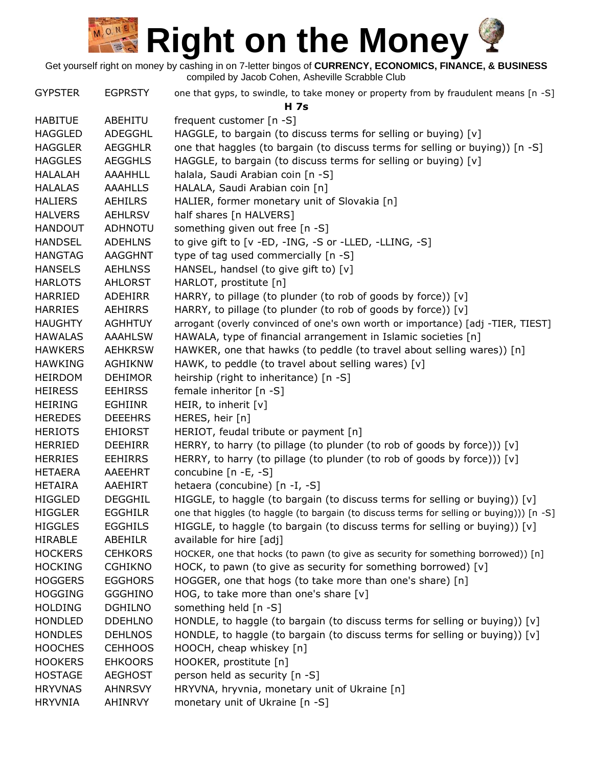# Right on the Money

Get yourself right on money by cashing in on 7-letter bingos of **CURRENCY, ECONOMICS, FINANCE, & BUSINESS**
compiled by Jacob Cohen, Asheville Scrabble Club

| | | |
|---|---|---|
| GYPSTER | EGPRSTY | one that gyps, to swindle, to take money or property from by fraudulent means [n -S] |

**H 7s**

| | | |
|---|---|---|
| HABITUE | ABEHITU | frequent customer [n -S] |
| HAGGLED | ADEGGHL | HAGGLE, to bargain (to discuss terms for selling or buying) [v] |
| HAGGLER | AEGGHLR | one that haggles (to bargain (to discuss terms for selling or buying)) [n -S] |
| HAGGLES | AEGGHLS | HAGGLE, to bargain (to discuss terms for selling or buying) [v] |
| HALALAH | AAAHHLL | halala, Saudi Arabian coin [n -S] |
| HALALAS | AAAHLLS | HALALA, Saudi Arabian coin [n] |
| HALIERS | AEHILRS | HALIER, former monetary unit of Slovakia [n] |
| HALVERS | AEHLRSV | half shares [n HALVERS] |
| HANDOUT | ADHNOTU | something given out free [n -S] |
| HANDSEL | ADEHLNS | to give gift to [v -ED, -ING, -S or -LLED, -LLING, -S] |
| HANGTAG | AAGGHNT | type of tag used commercially [n -S] |
| HANSELS | AEHLNSS | HANSEL, handsel (to give gift to) [v] |
| HARLOTS | AHLORST | HARLOT, prostitute [n] |
| HARRIED | ADEHIRR | HARRY, to pillage (to plunder (to rob of goods by force)) [v] |
| HARRIES | AEHIRRS | HARRY, to pillage (to plunder (to rob of goods by force)) [v] |
| HAUGHTY | AGHHTUY | arrogant (overly convinced of one's own worth or importance) [adj -TIER, TIEST] |
| HAWALAS | AAAHLSW | HAWALA, type of financial arrangement in Islamic societies [n] |
| HAWKERS | AEHKRSW | HAWKER, one that hawks (to peddle (to travel about selling wares)) [n] |
| HAWKING | AGHIKNW | HAWK, to peddle (to travel about selling wares) [v] |
| HEIRDOM | DEHIMOR | heirship (right to inheritance) [n -S] |
| HEIRESS | EEHIRSS | female inheritor [n -S] |
| HEIRING | EGHIINR | HEIR, to inherit [v] |
| HEREDES | DEEEHRS | HERES, heir [n] |
| HERIOTS | EHIORST | HERIOT, feudal tribute or payment [n] |
| HERRIED | DEEHIRR | HERRY, to harry (to pillage (to plunder (to rob of goods by force))) [v] |
| HERRIES | EEHIRRS | HERRY, to harry (to pillage (to plunder (to rob of goods by force))) [v] |
| HETAERA | AAEEHRT | concubine [n -E, -S] |
| HETAIRA | AAEHIRT | hetaera (concubine) [n -I, -S] |
| HIGGLED | DEGGHIL | HIGGLE, to haggle (to bargain (to discuss terms for selling or buying)) [v] |
| HIGGLER | EGGHILR | one that higgles (to haggle (to bargain (to discuss terms for selling or buying))) [n -S] |
| HIGGLES | EGGHILS | HIGGLE, to haggle (to bargain (to discuss terms for selling or buying)) [v] |
| HIRABLE | ABEHILR | available for hire [adj] |
| HOCKERS | CEHKORS | HOCKER, one that hocks (to pawn (to give as security for something borrowed)) [n] |
| HOCKING | CGHIKNO | HOCK, to pawn (to give as security for something borrowed) [v] |
| HOGGERS | EGGHORS | HOGGER, one that hogs (to take more than one's share) [n] |
| HOGGING | GGGHINO | HOG, to take more than one's share [v] |
| HOLDING | DGHILNO | something held [n -S] |
| HONDLED | DDEHLNO | HONDLE, to haggle (to bargain (to discuss terms for selling or buying)) [v] |
| HONDLES | DEHLNOS | HONDLE, to haggle (to bargain (to discuss terms for selling or buying)) [v] |
| HOOCHES | CEHHOOS | HOOCH, cheap whiskey [n] |
| HOOKERS | EHKOORS | HOOKER, prostitute [n] |
| HOSTAGE | AEGHOST | person held as security [n -S] |
| HRYVNAS | AHNRSVY | HRYVNA, hryvnia, monetary unit of Ukraine [n] |
| HRYVNIA | AHINRVY | monetary unit of Ukraine [n -S] |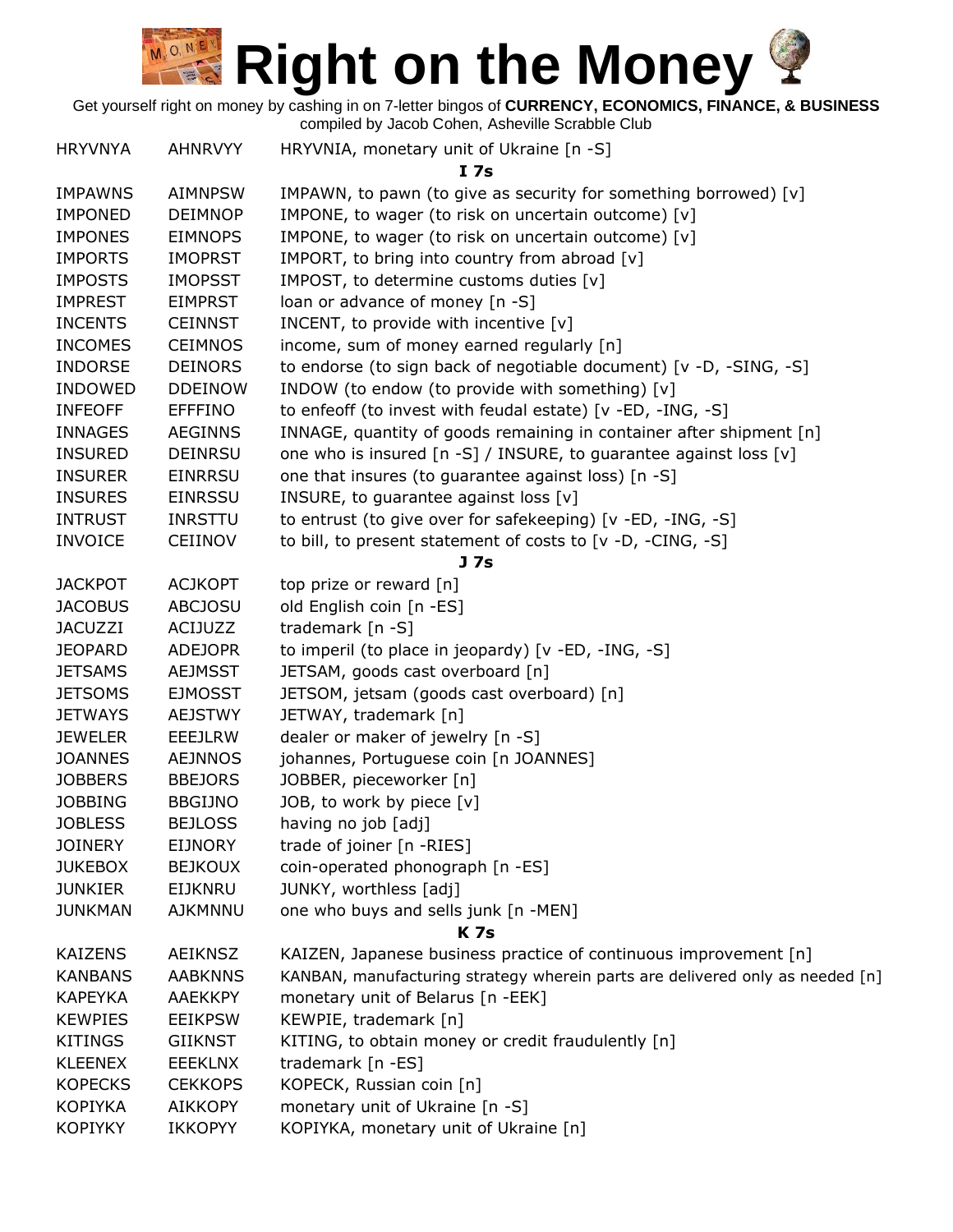# Right on the Money

Get yourself right on money by cashing in on 7-letter bingos of **CURRENCY, ECONOMICS, FINANCE, & BUSINESS**
compiled by Jacob Cohen, Asheville Scrabble Club

| | | |
|---|---|---|
| HRYVNYA | AHNRVYY | HRYVNIA, monetary unit of Ukraine [n -S] |
| | | **I 7s** |
| IMPAWNS | AIMNPSW | IMPAWN, to pawn (to give as security for something borrowed) [v] |
| IMPONED | DEIMNOP | IMPONE, to wager (to risk on uncertain outcome) [v] |
| IMPONES | EIMNOPS | IMPONE, to wager (to risk on uncertain outcome) [v] |
| IMPORTS | IMOPRST | IMPORT, to bring into country from abroad [v] |
| IMPOSTS | IMOPSST | IMPOST, to determine customs duties [v] |
| IMPREST | EIMPRST | loan or advance of money [n -S] |
| INCENTS | CEINNST | INCENT, to provide with incentive [v] |
| INCOMES | CEIMNOS | income, sum of money earned regularly [n] |
| INDORSE | DEINORS | to endorse (to sign back of negotiable document) [v -D, -SING, -S] |
| INDOWED | DDEINOW | INDOW (to endow (to provide with something) [v] |
| INFEOFF | EFFFINO | to enfeoff (to invest with feudal estate) [v -ED, -ING, -S] |
| INNAGES | AEGINNS | INNAGE, quantity of goods remaining in container after shipment [n] |
| INSURED | DEINRSU | one who is insured [n -S] / INSURE, to guarantee against loss [v] |
| INSURER | EINRRSU | one that insures (to guarantee against loss) [n -S] |
| INSURES | EINRSSU | INSURE, to guarantee against loss [v] |
| INTRUST | INRSTTU | to entrust (to give over for safekeeping) [v -ED, -ING, -S] |
| INVOICE | CEIINOV | to bill, to present statement of costs to [v -D, -CING, -S] |
| | | **J 7s** |
| JACKPOT | ACJKOPT | top prize or reward [n] |
| JACOBUS | ABCJOSU | old English coin [n -ES] |
| JACUZZI | ACIJUZZ | trademark [n -S] |
| JEOPARD | ADEJOPR | to imperil (to place in jeopardy) [v -ED, -ING, -S] |
| JETSAMS | AEJMSST | JETSAM, goods cast overboard [n] |
| JETSOMS | EJMOSST | JETSOM, jetsam (goods cast overboard) [n] |
| JETWAYS | AEJSTWY | JETWAY, trademark [n] |
| JEWELER | EEEJLRW | dealer or maker of jewelry [n -S] |
| JOANNES | AEJNNOS | johannes, Portuguese coin [n JOANNES] |
| JOBBERS | BBEJORS | JOBBER, pieceworker [n] |
| JOBBING | BBGIJNO | JOB, to work by piece [v] |
| JOBLESS | BEJLOSS | having no job [adj] |
| JOINERY | EIJNORY | trade of joiner [n -RIES] |
| JUKEBOX | BEJKOUX | coin-operated phonograph [n -ES] |
| JUNKIER | EIJKNRU | JUNKY, worthless [adj] |
| JUNKMAN | AJKMNNU | one who buys and sells junk [n -MEN] |
| | | **K 7s** |
| KAIZENS | AEIKNSZ | KAIZEN, Japanese business practice of continuous improvement [n] |
| KANBANS | AABKNNS | KANBAN, manufacturing strategy wherein parts are delivered only as needed [n] |
| KAPEYKA | AAEKKPY | monetary unit of Belarus [n -EEK] |
| KEWPIES | EEIKPSW | KEWPIE, trademark [n] |
| KITINGS | GIIKNST | KITING, to obtain money or credit fraudulently [n] |
| KLEENEX | EEEKLNX | trademark [n -ES] |
| KOPECKS | CEKKOPS | KOPECK, Russian coin [n] |
| KOPIYKA | AIKKOPY | monetary unit of Ukraine [n -S] |
| KOPIYKY | IKKOPYY | KOPIYKA, monetary unit of Ukraine [n] |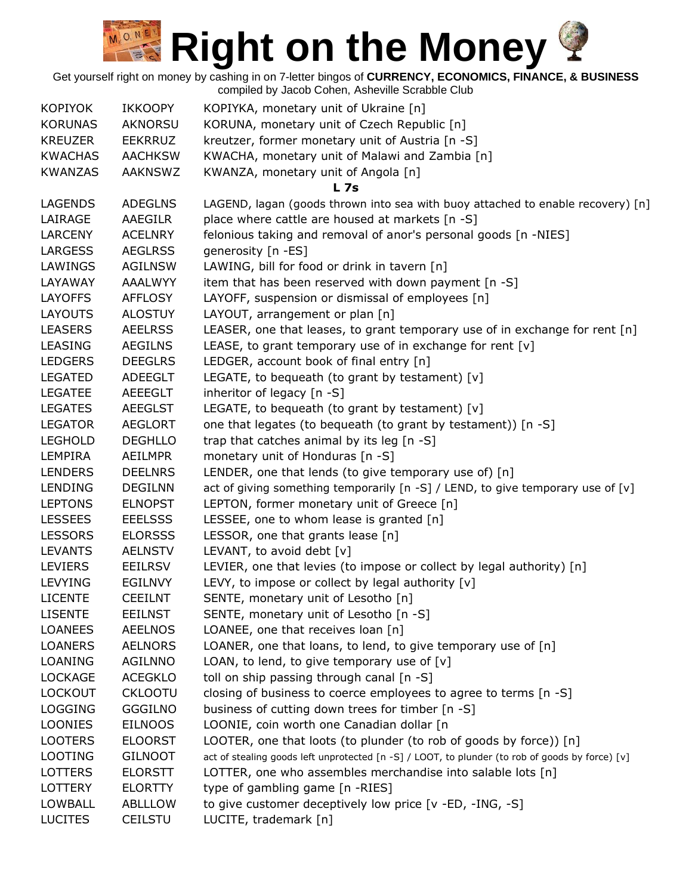# Right on the Money

Get yourself right on money by cashing in on 7-letter bingos of **CURRENCY, ECONOMICS, FINANCE, & BUSINESS**
compiled by Jacob Cohen, Asheville Scrabble Club

| | | |
|---|---|---|
| KOPIYOK | IKKOOPY | KOPIYKA, monetary unit of Ukraine [n] |
| KORUNAS | AKNORSU | KORUNA, monetary unit of Czech Republic [n] |
| KREUZER | EEKRRUZ | kreutzer, former monetary unit of Austria [n -S] |
| KWACHAS | AACHKSW | KWACHA, monetary unit of Malawi and Zambia [n] |
| KWANZAS | AAKNSWZ | KWANZA, monetary unit of Angola [n] |

### L 7s

| | | |
|---|---|---|
| LAGENDS | ADEGLNS | LAGEND, lagan (goods thrown into sea with buoy attached to enable recovery) [n] |
| LAIRAGE | AAEGILR | place where cattle are housed at markets [n -S] |
| LARCENY | ACELNRY | felonious taking and removal of anor's personal goods [n -NIES] |
| LARGESS | AEGLRSS | generosity [n -ES] |
| LAWINGS | AGILNSW | LAWING, bill for food or drink in tavern [n] |
| LAYAWAY | AAALWYY | item that has been reserved with down payment [n -S] |
| LAYOFFS | AFFLOSY | LAYOFF, suspension or dismissal of employees [n] |
| LAYOUTS | ALOSTUY | LAYOUT, arrangement or plan [n] |
| LEASERS | AEELRSS | LEASER, one that leases, to grant temporary use of in exchange for rent [n] |
| LEASING | AEGILNS | LEASE, to grant temporary use of in exchange for rent [v] |
| LEDGERS | DEEGLRS | LEDGER, account book of final entry [n] |
| LEGATED | ADEEGLT | LEGATE, to bequeath (to grant by testament) [v] |
| LEGATEE | AEEEGLT | inheritor of legacy [n -S] |
| LEGATES | AEEGLST | LEGATE, to bequeath (to grant by testament) [v] |
| LEGATOR | AEGLORT | one that legates (to bequeath (to grant by testament)) [n -S] |
| LEGHOLD | DEGHLLO | trap that catches animal by its leg [n -S] |
| LEMPIRA | AEILMPR | monetary unit of Honduras [n -S] |
| LENDERS | DEELNRS | LENDER, one that lends (to give temporary use of) [n] |
| LENDING | DEGILNN | act of giving something temporarily [n -S] / LEND, to give temporary use of [v] |
| LEPTONS | ELNOPST | LEPTON, former monetary unit of Greece [n] |
| LESSEES | EEELSSS | LESSEE, one to whom lease is granted [n] |
| LESSORS | ELORSSS | LESSOR, one that grants lease [n] |
| LEVANTS | AELNSTV | LEVANT, to avoid debt [v] |
| LEVIERS | EEILRSV | LEVIER, one that levies (to impose or collect by legal authority) [n] |
| LEVYING | EGILNVY | LEVY, to impose or collect by legal authority [v] |
| LICENTE | CEEILNT | SENTE, monetary unit of Lesotho [n] |
| LISENTE | EEILNST | SENTE, monetary unit of Lesotho [n -S] |
| LOANEES | AEELNOS | LOANEE, one that receives loan [n] |
| LOANERS | AELNORS | LOANER, one that loans, to lend, to give temporary use of [n] |
| LOANING | AGILNNO | LOAN, to lend, to give temporary use of [v] |
| LOCKAGE | ACEGKLO | toll on ship passing through canal [n -S] |
| LOCKOUT | CKLOOTU | closing of business to coerce employees to agree to terms [n -S] |
| LOGGING | GGGILNO | business of cutting down trees for timber [n -S] |
| LOONIES | EILNOOS | LOONIE, coin worth one Canadian dollar [n |
| LOOTERS | ELOORST | LOOTER, one that loots (to plunder (to rob of goods by force)) [n] |
| LOOTING | GILNOOT | act of stealing goods left unprotected [n -S] / LOOT, to plunder (to rob of goods by force) [v] |
| LOTTERS | ELORSTT | LOTTER, one who assembles merchandise into salable lots [n] |
| LOTTERY | ELORTTY | type of gambling game [n -RIES] |
| LOWBALL | ABLLLOW | to give customer deceptively low price [v -ED, -ING, -S] |
| LUCITES | CEILSTU | LUCITE, trademark [n] |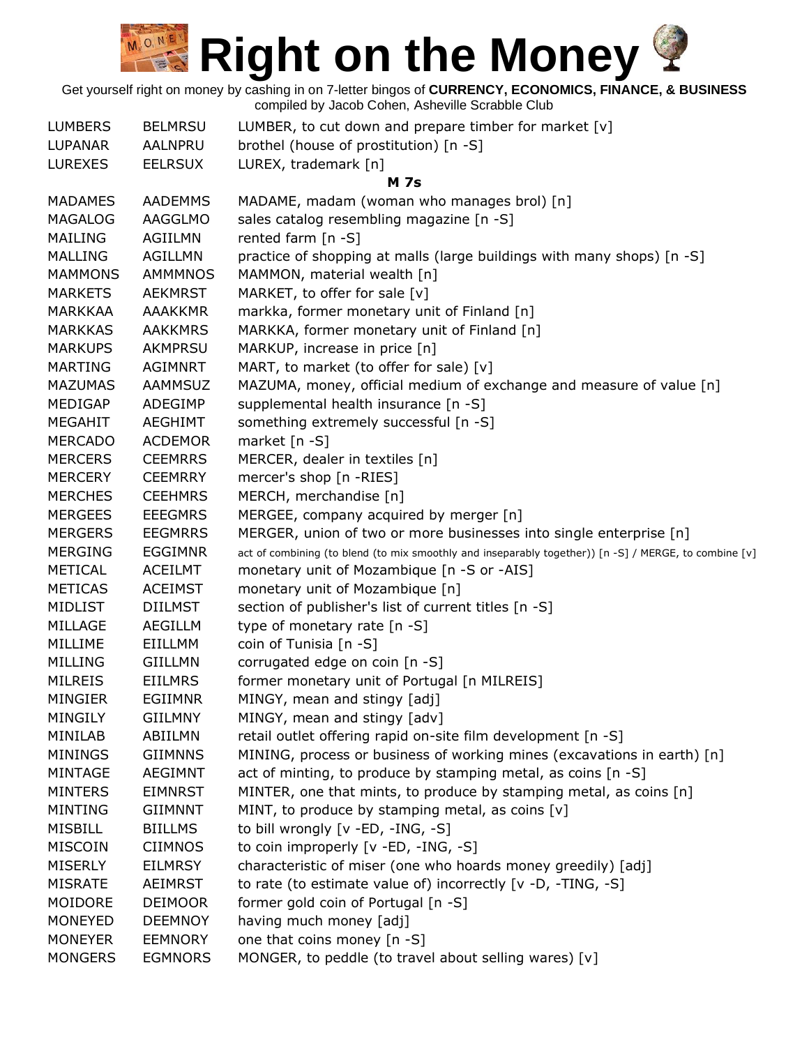# Right on the Money

Get yourself right on money by cashing in on 7-letter bingos of **CURRENCY, ECONOMICS, FINANCE, & BUSINESS**
compiled by Jacob Cohen, Asheville Scrabble Club

| | | |
|---|---|---|
| LUMBERS | BELMRSU | LUMBER, to cut down and prepare timber for market [v] |
| LUPANAR | AALNPRU | brothel (house of prostitution) [n -S] |
| LUREXES | EELRSUX | LUREX, trademark [n] |
| | | **M 7s** |
| MADAMES | AADEMMS | MADAME, madam (woman who manages brol) [n] |
| MAGALOG | AAGGLMO | sales catalog resembling magazine [n -S] |
| MAILING | AGIILMN | rented farm [n -S] |
| MALLING | AGILLMN | practice of shopping at malls (large buildings with many shops) [n -S] |
| MAMMONS | AMMMNOS | MAMMON, material wealth [n] |
| MARKETS | AEKMRST | MARKET, to offer for sale [v] |
| MARKKAA | AAAKKMR | markka, former monetary unit of Finland [n] |
| MARKKAS | AAKKMRS | MARKKA, former monetary unit of Finland [n] |
| MARKUPS | AKMPRSU | MARKUP, increase in price [n] |
| MARTING | AGIMNRT | MART, to market (to offer for sale) [v] |
| MAZUMAS | AAMMSUZ | MAZUMA, money, official medium of exchange and measure of value [n] |
| MEDIGAP | ADEGIMP | supplemental health insurance [n -S] |
| MEGAHIT | AEGHIMT | something extremely successful [n -S] |
| MERCADO | ACDEMOR | market [n -S] |
| MERCERS | CEEMRRS | MERCER, dealer in textiles [n] |
| MERCERY | CEEMRRY | mercer's shop [n -RIES] |
| MERCHES | CEEHMRS | MERCH, merchandise [n] |
| MERGEES | EEEGMRS | MERGEE, company acquired by merger [n] |
| MERGERS | EEGMRRS | MERGER, union of two or more businesses into single enterprise [n] |
| MERGING | EGGIMNR | act of combining (to blend (to mix smoothly and inseparably together)) [n -S] / MERGE, to combine [v] |
| METICAL | ACEILMT | monetary unit of Mozambique [n -S or -AIS] |
| METICAS | ACEIMST | monetary unit of Mozambique [n] |
| MIDLIST | DIILMST | section of publisher's list of current titles [n -S] |
| MILLAGE | AEGILLM | type of monetary rate [n -S] |
| MILLIME | EIILLMM | coin of Tunisia [n -S] |
| MILLING | GIILLMN | corrugated edge on coin [n -S] |
| MILREIS | EIILMRS | former monetary unit of Portugal [n MILREIS] |
| MINGIER | EGIIMNR | MINGY, mean and stingy [adj] |
| MINGILY | GIILMNY | MINGY, mean and stingy [adv] |
| MINILAB | ABIILMN | retail outlet offering rapid on-site film development [n -S] |
| MININGS | GIIMNNS | MINING, process or business of working mines (excavations in earth) [n] |
| MINTAGE | AEGIMNT | act of minting, to produce by stamping metal, as coins [n -S] |
| MINTERS | EIMNRST | MINTER, one that mints, to produce by stamping metal, as coins [n] |
| MINTING | GIIMNNT | MINT, to produce by stamping metal, as coins [v] |
| MISBILL | BIILLMS | to bill wrongly [v -ED, -ING, -S] |
| MISCOIN | CIIMNOS | to coin improperly [v -ED, -ING, -S] |
| MISERLY | EILMRSY | characteristic of miser (one who hoards money greedily) [adj] |
| MISRATE | AEIMRST | to rate (to estimate value of) incorrectly [v -D, -TING, -S] |
| MOIDORE | DEIMOOR | former gold coin of Portugal [n -S] |
| MONEYED | DEEMNOY | having much money [adj] |
| MONEYER | EEMNORY | one that coins money [n -S] |
| MONGERS | EGMNORS | MONGER, to peddle (to travel about selling wares) [v] |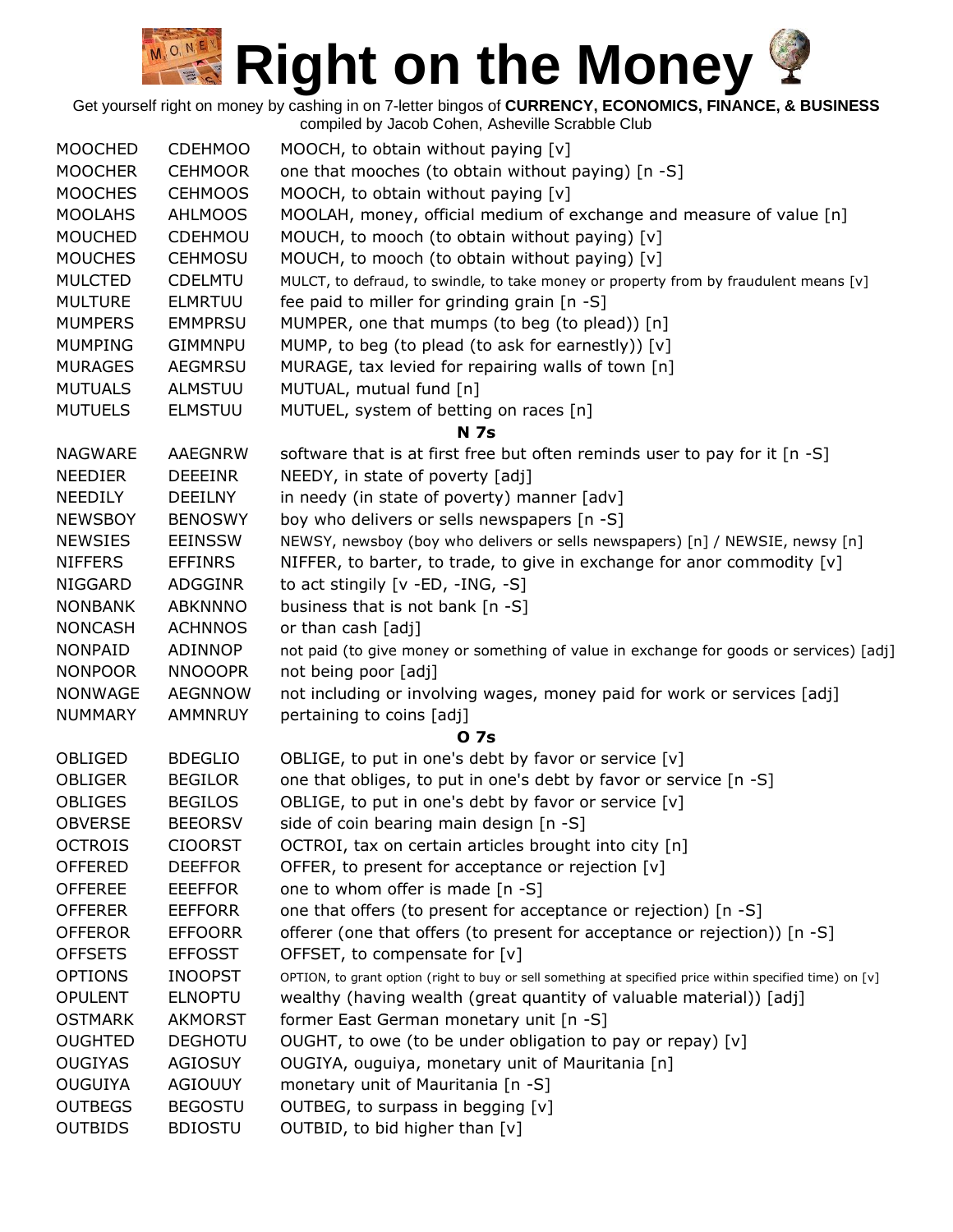# Right on the Money

Get yourself right on money by cashing in on 7-letter bingos of **CURRENCY, ECONOMICS, FINANCE, & BUSINESS**
compiled by Jacob Cohen, Asheville Scrabble Club

| | | |
|---|---|---|
| MOOCHED | CDEHMOO | MOOCH, to obtain without paying [v] |
| MOOCHER | CEHMOOR | one that mooches (to obtain without paying) [n -S] |
| MOOCHES | CEHMOOS | MOOCH, to obtain without paying [v] |
| MOOLAHS | AHLMOOS | MOOLAH, money, official medium of exchange and measure of value [n] |
| MOUCHED | CDEHMOU | MOUCH, to mooch (to obtain without paying) [v] |
| MOUCHES | CEHMOSU | MOUCH, to mooch (to obtain without paying) [v] |
| MULCTED | CDELMTU | MULCT, to defraud, to swindle, to take money or property from by fraudulent means [v] |
| MULTURE | ELMRTUU | fee paid to miller for grinding grain [n -S] |
| MUMPERS | EMMPRSU | MUMPER, one that mumps (to beg (to plead)) [n] |
| MUMPING | GIMMNPU | MUMP, to beg (to plead (to ask for earnestly)) [v] |
| MURAGES | AEGMRSU | MURAGE, tax levied for repairing walls of town [n] |
| MUTUALS | ALMSTUU | MUTUAL, mutual fund [n] |
| MUTUELS | ELMSTUU | MUTUEL, system of betting on races [n] |
| | | **N 7s** |
| NAGWARE | AAEGNRW | software that is at first free but often reminds user to pay for it [n -S] |
| NEEDIER | DEEEINR | NEEDY, in state of poverty [adj] |
| NEEDILY | DEEILNY | in needy (in state of poverty) manner [adv] |
| NEWSBOY | BENOSWY | boy who delivers or sells newspapers [n -S] |
| NEWSIES | EEINSSW | NEWSY, newsboy (boy who delivers or sells newspapers) [n] / NEWSIE, newsy [n] |
| NIFFERS | EFFINRS | NIFFER, to barter, to trade, to give in exchange for anor commodity [v] |
| NIGGARD | ADGGINR | to act stingily [v -ED, -ING, -S] |
| NONBANK | ABKNNNO | business that is not bank [n -S] |
| NONCASH | ACHNNOS | or than cash [adj] |
| NONPAID | ADINNOP | not paid (to give money or something of value in exchange for goods or services) [adj] |
| NONPOOR | NNOOOPR | not being poor [adj] |
| NONWAGE | AEGNNOW | not including or involving wages, money paid for work or services [adj] |
| NUMMARY | AMMNRUY | pertaining to coins [adj] |
| | | **O 7s** |
| OBLIGED | BDEGLIO | OBLIGE, to put in one's debt by favor or service [v] |
| OBLIGER | BEGILOR | one that obliges, to put in one's debt by favor or service [n -S] |
| OBLIGES | BEGILOS | OBLIGE, to put in one's debt by favor or service [v] |
| OBVERSE | BEEORSV | side of coin bearing main design [n -S] |
| OCTROIS | CIOORST | OCTROI, tax on certain articles brought into city [n] |
| OFFERED | DEEFFOR | OFFER, to present for acceptance or rejection [v] |
| OFFEREE | EEEFFOR | one to whom offer is made [n -S] |
| OFFERER | EEFFORR | one that offers (to present for acceptance or rejection) [n -S] |
| OFFEROR | EFFOORR | offerer (one that offers (to present for acceptance or rejection)) [n -S] |
| OFFSETS | EFFOSST | OFFSET, to compensate for [v] |
| OPTIONS | INOOPST | OPTION, to grant option (right to buy or sell something at specified price within specified time) on [v] |
| OPULENT | ELNOPTU | wealthy (having wealth (great quantity of valuable material)) [adj] |
| OSTMARK | AKMORST | former East German monetary unit [n -S] |
| OUGHTED | DEGHOTU | OUGHT, to owe (to be under obligation to pay or repay) [v] |
| OUGIYAS | AGIOSUY | OUGIYA, ouguiya, monetary unit of Mauritania [n] |
| OUGUIYA | AGIOUUY | monetary unit of Mauritania [n -S] |
| OUTBEGS | BEGOSTU | OUTBEG, to surpass in begging [v] |
| OUTBIDS | BDIOSTU | OUTBID, to bid higher than [v] |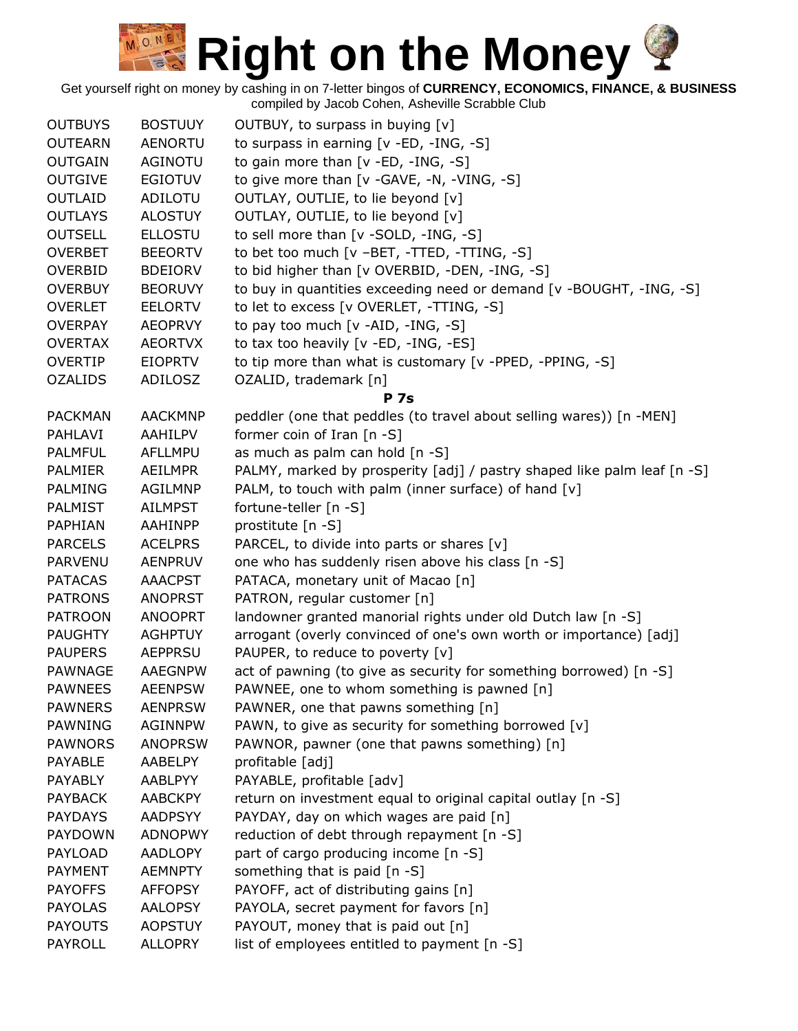# Right on the Money

Get yourself right on money by cashing in on 7-letter bingos of **CURRENCY, ECONOMICS, FINANCE, & BUSINESS**
compiled by Jacob Cohen, Asheville Scrabble Club

| | | |
|---|---|---|
| OUTBUYS | BOSTUUY | OUTBUY, to surpass in buying [v] |
| OUTEARN | AENORTU | to surpass in earning [v -ED, -ING, -S] |
| OUTGAIN | AGINOTU | to gain more than [v -ED, -ING, -S] |
| OUTGIVE | EGIOTUV | to give more than [v -GAVE, -N, -VING, -S] |
| OUTLAID | ADILOTU | OUTLAY, OUTLIE, to lie beyond [v] |
| OUTLAYS | ALOSTUY | OUTLAY, OUTLIE, to lie beyond [v] |
| OUTSELL | ELLOSTU | to sell more than [v -SOLD, -ING, -S] |
| OVERBET | BEEORTV | to bet too much [v –BET, -TTED, -TTING, -S] |
| OVERBID | BDEIORV | to bid higher than [v OVERBID, -DEN, -ING, -S] |
| OVERBUY | BEORUVY | to buy in quantities exceeding need or demand [v -BOUGHT, -ING, -S] |
| OVERLET | EELORTV | to let to excess [v OVERLET, -TTING, -S] |
| OVERPAY | AEOPRVY | to pay too much [v -AID, -ING, -S] |
| OVERTAX | AEORTVX | to tax too heavily [v -ED, -ING, -ES] |
| OVERTIP | EIOPRTV | to tip more than what is customary [v -PPED, -PPING, -S] |
| OZALIDS | ADILOSZ | OZALID, trademark [n] |

**P 7s**

| | | |
|---|---|---|
| PACKMAN | AACKMNP | peddler (one that peddles (to travel about selling wares)) [n -MEN] |
| PAHLAVI | AAHILPV | former coin of Iran [n -S] |
| PALMFUL | AFLLMPU | as much as palm can hold [n -S] |
| PALMIER | AEILMPR | PALMY, marked by prosperity [adj] / pastry shaped like palm leaf [n -S] |
| PALMING | AGILMNP | PALM, to touch with palm (inner surface) of hand [v] |
| PALMIST | AILMPST | fortune-teller [n -S] |
| PAPHIAN | AAHINPP | prostitute [n -S] |
| PARCELS | ACELPRS | PARCEL, to divide into parts or shares [v] |
| PARVENU | AENPRUV | one who has suddenly risen above his class [n -S] |
| PATACAS | AAACPST | PATACA, monetary unit of Macao [n] |
| PATRONS | ANOPRST | PATRON, regular customer [n] |
| PATROON | ANOOPRT | landowner granted manorial rights under old Dutch law [n -S] |
| PAUGHTY | AGHPTUY | arrogant (overly convinced of one's own worth or importance) [adj] |
| PAUPERS | AEPPRSU | PAUPER, to reduce to poverty [v] |
| PAWNAGE | AAEGNPW | act of pawning (to give as security for something borrowed) [n -S] |
| PAWNEES | AEENPSW | PAWNEE, one to whom something is pawned [n] |
| PAWNERS | AENPRSW | PAWNER, one that pawns something [n] |
| PAWNING | AGINNPW | PAWN, to give as security for something borrowed [v] |
| PAWNORS | ANOPRSW | PAWNOR, pawner (one that pawns something) [n] |
| PAYABLE | AABELPY | profitable [adj] |
| PAYABLY | AABLPYY | PAYABLE, profitable [adv] |
| PAYBACK | AABCKPY | return on investment equal to original capital outlay [n -S] |
| PAYDAYS | AADPSYY | PAYDAY, day on which wages are paid [n] |
| PAYDOWN | ADNOPWY | reduction of debt through repayment [n -S] |
| PAYLOAD | AADLOPY | part of cargo producing income [n -S] |
| PAYMENT | AEMNPTY | something that is paid [n -S] |
| PAYOFFS | AFFOPSY | PAYOFF, act of distributing gains [n] |
| PAYOLAS | AALOPSY | PAYOLA, secret payment for favors [n] |
| PAYOUTS | AOPSTUY | PAYOUT, money that is paid out [n] |
| PAYROLL | ALLOPRY | list of employees entitled to payment [n -S] |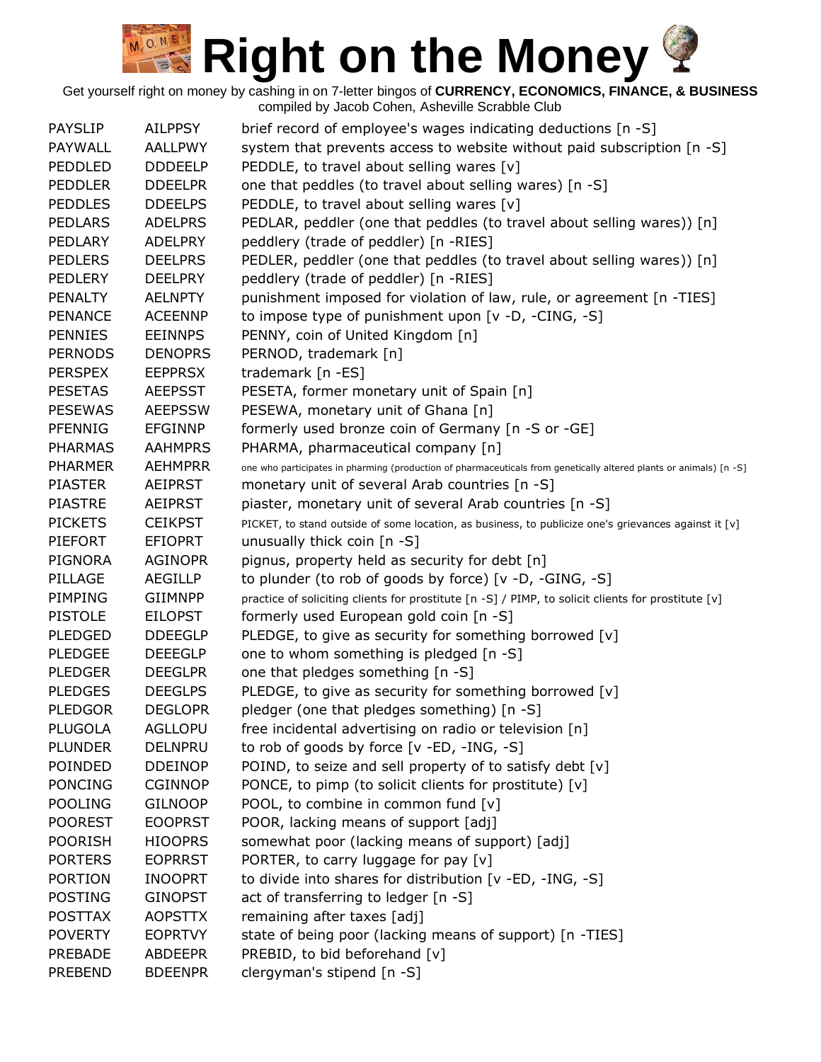# Right on the Money

Get yourself right on money by cashing in on 7-letter bingos of **CURRENCY, ECONOMICS, FINANCE, & BUSINESS**
compiled by Jacob Cohen, Asheville Scrabble Club

| | | |
|---|---|---|
| PAYSLIP | AILPPSY | brief record of employee's wages indicating deductions [n -S] |
| PAYWALL | AALLPWY | system that prevents access to website without paid subscription [n -S] |
| PEDDLED | DDDEELP | PEDDLE, to travel about selling wares [v] |
| PEDDLER | DDEELPR | one that peddles (to travel about selling wares) [n -S] |
| PEDDLES | DDEELPS | PEDDLE, to travel about selling wares [v] |
| PEDLARS | ADELPRS | PEDLAR, peddler (one that peddles (to travel about selling wares)) [n] |
| PEDLARY | ADELPRY | peddlery (trade of peddler) [n -RIES] |
| PEDLERS | DEELPRS | PEDLER, peddler (one that peddles (to travel about selling wares)) [n] |
| PEDLERY | DEELPRY | peddlery (trade of peddler) [n -RIES] |
| PENALTY | AELNPTY | punishment imposed for violation of law, rule, or agreement [n -TIES] |
| PENANCE | ACEENNP | to impose type of punishment upon [v -D, -CING, -S] |
| PENNIES | EEINNPS | PENNY, coin of United Kingdom [n] |
| PERNODS | DENOPRS | PERNOD, trademark [n] |
| PERSPEX | EEPPRSX | trademark [n -ES] |
| PESETAS | AEEPSST | PESETA, former monetary unit of Spain [n] |
| PESEWAS | AEEPSSW | PESEWA, monetary unit of Ghana [n] |
| PFENNIG | EFGINNP | formerly used bronze coin of Germany [n -S or -GE] |
| PHARMAS | AAHMPRS | PHARMA, pharmaceutical company [n] |
| PHARMER | AEHMPRR | one who participates in pharming (production of pharmaceuticals from genetically altered plants or animals) [n -S] |
| PIASTER | AEIPRST | monetary unit of several Arab countries [n -S] |
| PIASTRE | AEIPRST | piaster, monetary unit of several Arab countries [n -S] |
| PICKETS | CEIKPST | PICKET, to stand outside of some location, as business, to publicize one's grievances against it [v] |
| PIEFORT | EFIOPRT | unusually thick coin [n -S] |
| PIGNORA | AGINOPR | pignus, property held as security for debt [n] |
| PILLAGE | AEGILLP | to plunder (to rob of goods by force) [v -D, -GING, -S] |
| PIMPING | GIIMNPP | practice of soliciting clients for prostitute [n -S] / PIMP, to solicit clients for prostitute [v] |
| PISTOLE | EILOPST | formerly used European gold coin [n -S] |
| PLEDGED | DDEEGLP | PLEDGE, to give as security for something borrowed [v] |
| PLEDGEE | DEEEGLP | one to whom something is pledged [n -S] |
| PLEDGER | DEEGLPR | one that pledges something [n -S] |
| PLEDGES | DEEGLPS | PLEDGE, to give as security for something borrowed [v] |
| PLEDGOR | DEGLOPR | pledger (one that pledges something) [n -S] |
| PLUGOLA | AGLLOPU | free incidental advertising on radio or television [n] |
| PLUNDER | DELNPRU | to rob of goods by force [v -ED, -ING, -S] |
| POINDED | DDEINOP | POIND, to seize and sell property of to satisfy debt [v] |
| PONCING | CGINNOP | PONCE, to pimp (to solicit clients for prostitute) [v] |
| POOLING | GILNOOP | POOL, to combine in common fund [v] |
| POOREST | EOOPRST | POOR, lacking means of support [adj] |
| POORISH | HIOOPRS | somewhat poor (lacking means of support) [adj] |
| PORTERS | EOPRRST | PORTER, to carry luggage for pay [v] |
| PORTION | INOOPRT | to divide into shares for distribution [v -ED, -ING, -S] |
| POSTING | GINOPST | act of transferring to ledger [n -S] |
| POSTTAX | AOPSTTX | remaining after taxes [adj] |
| POVERTY | EOPRTVY | state of being poor (lacking means of support) [n -TIES] |
| PREBADE | ABDEEPR | PREBID, to bid beforehand [v] |
| PREBEND | BDEENPR | clergyman's stipend [n -S] |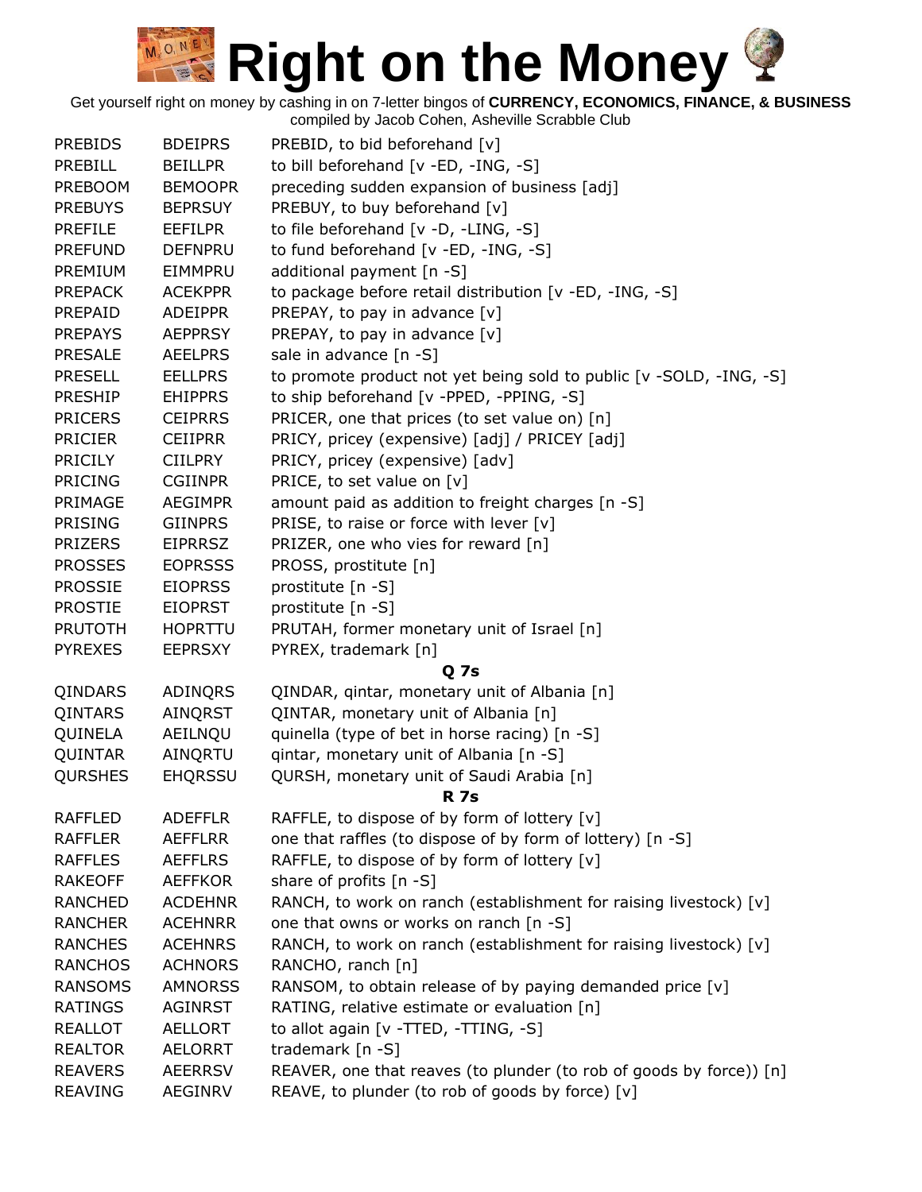# Right on the Money

Get yourself right on money by cashing in on 7-letter bingos of **CURRENCY, ECONOMICS, FINANCE, & BUSINESS**
compiled by Jacob Cohen, Asheville Scrabble Club

| | | |
|---|---|---|
| PREBIDS | BDEIPRS | PREBID, to bid beforehand [v] |
| PREBILL | BEILLPR | to bill beforehand [v -ED, -ING, -S] |
| PREBOOM | BEMOOPR | preceding sudden expansion of business [adj] |
| PREBUYS | BEPRSUY | PREBUY, to buy beforehand [v] |
| PREFILE | EEFILPR | to file beforehand [v -D, -LING, -S] |
| PREFUND | DEFNPRU | to fund beforehand [v -ED, -ING, -S] |
| PREMIUM | EIMMPRU | additional payment [n -S] |
| PREPACK | ACEKPPR | to package before retail distribution [v -ED, -ING, -S] |
| PREPAID | ADEIPPR | PREPAY, to pay in advance [v] |
| PREPAYS | AEPPRSY | PREPAY, to pay in advance [v] |
| PRESALE | AEELPRS | sale in advance [n -S] |
| PRESELL | EELLPRS | to promote product not yet being sold to public [v -SOLD, -ING, -S] |
| PRESHIP | EHIPPRS | to ship beforehand [v -PPED, -PPING, -S] |
| PRICERS | CEIPRRS | PRICER, one that prices (to set value on) [n] |
| PRICIER | CEIIPRR | PRICY, pricey (expensive) [adj] / PRICEY [adj] |
| PRICILY | CIILPRY | PRICY, pricey (expensive) [adv] |
| PRICING | CGIINPR | PRICE, to set value on [v] |
| PRIMAGE | AEGIMPR | amount paid as addition to freight charges [n -S] |
| PRISING | GIINPRS | PRISE, to raise or force with lever [v] |
| PRIZERS | EIPRRSZ | PRIZER, one who vies for reward [n] |
| PROSSES | EOPRSSS | PROSS, prostitute [n] |
| PROSSIE | EIOPRSS | prostitute [n -S] |
| PROSTIE | EIOPRST | prostitute [n -S] |
| PRUTOTH | HOPRTTU | PRUTAH, former monetary unit of Israel [n] |
| PYREXES | EEPRSXY | PYREX, trademark [n] |
| | | **Q 7s** |
| QINDARS | ADINQRS | QINDAR, qintar, monetary unit of Albania [n] |
| QINTARS | AINQRST | QINTAR, monetary unit of Albania [n] |
| QUINELA | AEILNQU | quinella (type of bet in horse racing) [n -S] |
| QUINTAR | AINQRTU | qintar, monetary unit of Albania [n -S] |
| QURSHES | EHQRSSU | QURSH, monetary unit of Saudi Arabia [n] |
| | | **R 7s** |
| RAFFLED | ADEFFLR | RAFFLE, to dispose of by form of lottery [v] |
| RAFFLER | AEFFLRR | one that raffles (to dispose of by form of lottery) [n -S] |
| RAFFLES | AEFFLRS | RAFFLE, to dispose of by form of lottery [v] |
| RAKEOFF | AEFFKOR | share of profits [n -S] |
| RANCHED | ACDEHNR | RANCH, to work on ranch (establishment for raising livestock) [v] |
| RANCHER | ACEHNRR | one that owns or works on ranch [n -S] |
| RANCHES | ACEHNRS | RANCH, to work on ranch (establishment for raising livestock) [v] |
| RANCHOS | ACHNORS | RANCHO, ranch [n] |
| RANSOMS | AMNORSS | RANSOM, to obtain release of by paying demanded price [v] |
| RATINGS | AGINRST | RATING, relative estimate or evaluation [n] |
| REALLOT | AELLORT | to allot again [v -TTED, -TTING, -S] |
| REALTOR | AELORRT | trademark [n -S] |
| REAVERS | AEERRSV | REAVER, one that reaves (to plunder (to rob of goods by force)) [n] |
| REAVING | AEGINRV | REAVE, to plunder (to rob of goods by force) [v] |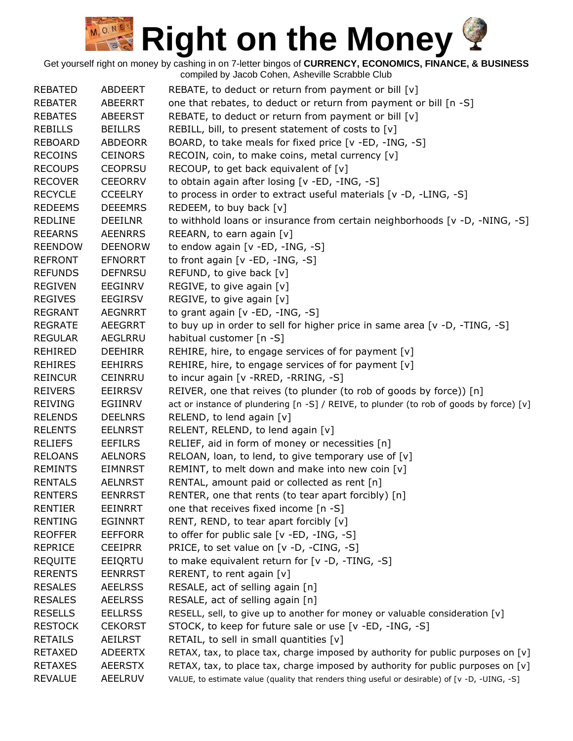# Right on the Money

Get yourself right on money by cashing in on 7-letter bingos of **CURRENCY, ECONOMICS, FINANCE, & BUSINESS**
compiled by Jacob Cohen, Asheville Scrabble Club

| | | |
|---|---|---|
| REBATED | ABDEERT | REBATE, to deduct or return from payment or bill [v] |
| REBATER | ABEERRT | one that rebates, to deduct or return from payment or bill [n -S] |
| REBATES | ABEERST | REBATE, to deduct or return from payment or bill [v] |
| REBILLS | BEILLRS | REBILL, bill, to present statement of costs to [v] |
| REBOARD | ABDEORR | BOARD, to take meals for fixed price [v -ED, -ING, -S] |
| RECOINS | CEINORS | RECOIN, coin, to make coins, metal currency [v] |
| RECOUPS | CEOPRSU | RECOUP, to get back equivalent of [v] |
| RECOVER | CEEORRV | to obtain again after losing [v -ED, -ING, -S] |
| RECYCLE | CCEELRY | to process in order to extract useful materials [v -D, -LING, -S] |
| REDEEMS | DEEEMRS | REDEEM, to buy back [v] |
| REDLINE | DEEILNR | to withhold loans or insurance from certain neighborhoods [v -D, -NING, -S] |
| REEARNS | AEENRRS | REEARN, to earn again [v] |
| REENDOW | DEENORW | to endow again [v -ED, -ING, -S] |
| REFRONT | EFNORRT | to front again [v -ED, -ING, -S] |
| REFUNDS | DEFNRSU | REFUND, to give back [v] |
| REGIVEN | EEGINRV | REGIVE, to give again [v] |
| REGIVES | EEGIRSV | REGIVE, to give again [v] |
| REGRANT | AEGNRRT | to grant again [v -ED, -ING, -S] |
| REGRATE | AEEGRRT | to buy up in order to sell for higher price in same area [v -D, -TING, -S] |
| REGULAR | AEGLRRU | habitual customer [n -S] |
| REHIRED | DEEHIRR | REHIRE, hire, to engage services of for payment [v] |
| REHIRES | EEHIRRS | REHIRE, hire, to engage services of for payment [v] |
| REINCUR | CEINRRU | to incur again [v -RRED, -RRING, -S] |
| REIVERS | EEIRRSV | REIVER, one that reives (to plunder (to rob of goods by force)) [n] |
| REIVING | EGIINRV | act or instance of plundering [n -S] / REIVE, to plunder (to rob of goods by force) [v] |
| RELENDS | DEELNRS | RELEND, to lend again [v] |
| RELENTS | EELNRST | RELENT, RELEND, to lend again [v] |
| RELIEFS | EEFILRS | RELIEF, aid in form of money or necessities [n] |
| RELOANS | AELNORS | RELOAN, loan, to lend, to give temporary use of [v] |
| REMINTS | EIMNRST | REMINT, to melt down and make into new coin [v] |
| RENTALS | AELNRST | RENTAL, amount paid or collected as rent [n] |
| RENTERS | EENRRST | RENTER, one that rents (to tear apart forcibly) [n] |
| RENTIER | EEINRRT | one that receives fixed income [n -S] |
| RENTING | EGINNRT | RENT, REND, to tear apart forcibly [v] |
| REOFFER | EEFFORR | to offer for public sale [v -ED, -ING, -S] |
| REPRICE | CEEIPRR | PRICE, to set value on [v -D, -CING, -S] |
| REQUITE | EEIQRTU | to make equivalent return for [v -D, -TING, -S] |
| RERENTS | EENRRST | RERENT, to rent again [v] |
| RESALES | AEELRSS | RESALE, act of selling again [n] |
| RESALES | AEELRSS | RESALE, act of selling again [n] |
| RESELLS | EELLRSS | RESELL, sell, to give up to another for money or valuable consideration [v] |
| RESTOCK | CEKORST | STOCK, to keep for future sale or use [v -ED, -ING, -S] |
| RETAILS | AEILRST | RETAIL, to sell in small quantities [v] |
| RETAXED | ADEERTX | RETAX, tax, to place tax, charge imposed by authority for public purposes on [v] |
| RETAXES | AEERSTX | RETAX, tax, to place tax, charge imposed by authority for public purposes on [v] |
| REVALUE | AEELRUV | VALUE, to estimate value (quality that renders thing useful or desirable) of [v -D, -UING, -S] |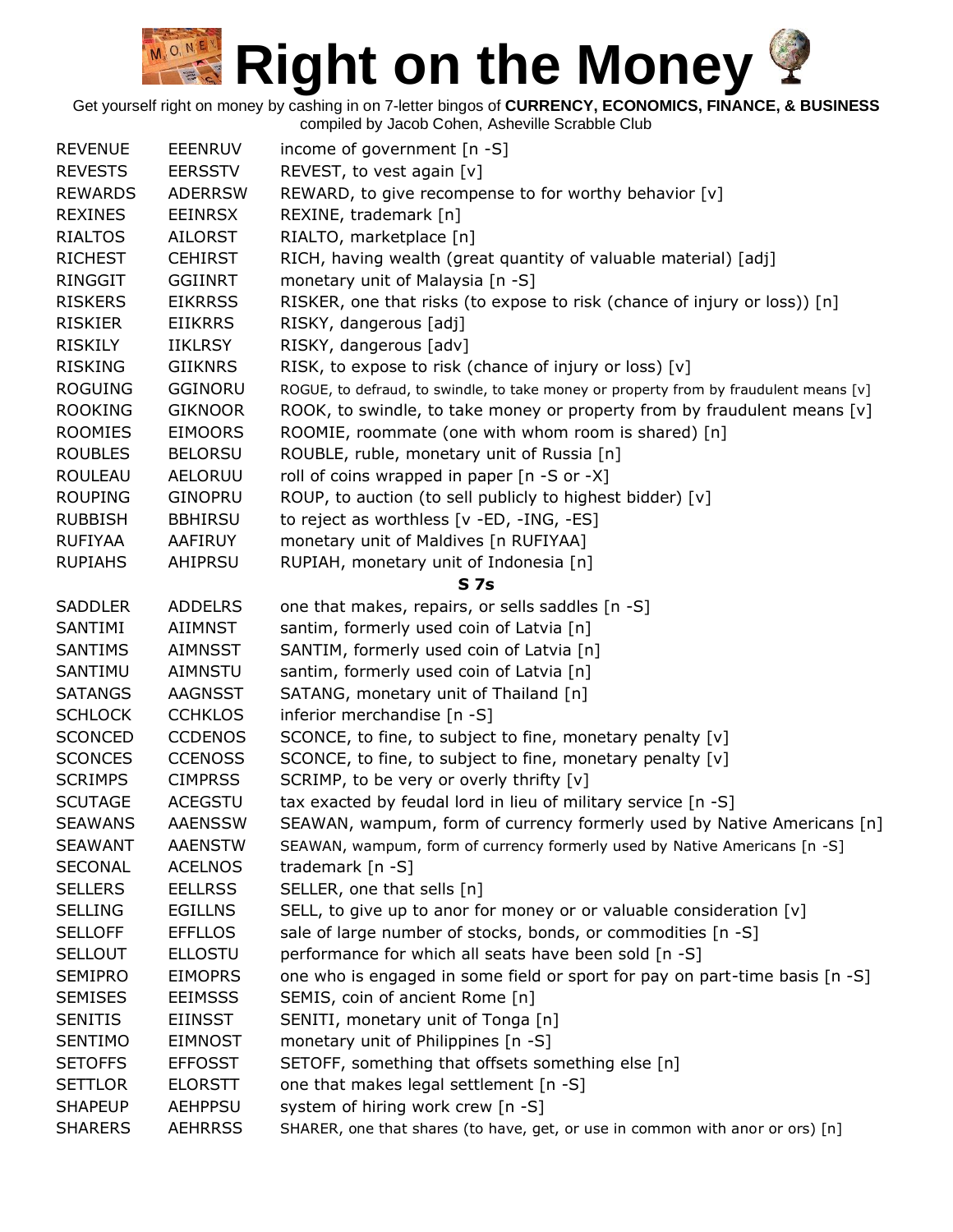# Right on the Money

Get yourself right on money by cashing in on 7-letter bingos of **CURRENCY, ECONOMICS, FINANCE, & BUSINESS**
compiled by Jacob Cohen, Asheville Scrabble Club

| | | |
|---|---|---|
| REVENUE | EEENRUV | income of government [n -S] |
| REVESTS | EERSSTV | REVEST, to vest again [v] |
| REWARDS | ADERRSW | REWARD, to give recompense to for worthy behavior [v] |
| REXINES | EEINRSX | REXINE, trademark [n] |
| RIALTOS | AILORST | RIALTO, marketplace [n] |
| RICHEST | CEHIRST | RICH, having wealth (great quantity of valuable material) [adj] |
| RINGGIT | GGIINRT | monetary unit of Malaysia [n -S] |
| RISKERS | EIKRRSS | RISKER, one that risks (to expose to risk (chance of injury or loss)) [n] |
| RISKIER | EIIKRRS | RISKY, dangerous [adj] |
| RISKILY | IIKLRSY | RISKY, dangerous [adv] |
| RISKING | GIIKNRS | RISK, to expose to risk (chance of injury or loss) [v] |
| ROGUING | GGINORU | ROGUE, to defraud, to swindle, to take money or property from by fraudulent means [v] |
| ROOKING | GIKNOOR | ROOK, to swindle, to take money or property from by fraudulent means [v] |
| ROOMIES | EIMOORS | ROOMIE, roommate (one with whom room is shared) [n] |
| ROUBLES | BELORSU | ROUBLE, ruble, monetary unit of Russia [n] |
| ROULEAU | AELORUU | roll of coins wrapped in paper [n -S or -X] |
| ROUPING | GINOPRU | ROUP, to auction (to sell publicly to highest bidder) [v] |
| RUBBISH | BBHIRSU | to reject as worthless [v -ED, -ING, -ES] |
| RUFIYAA | AAFIRUY | monetary unit of Maldives [n RUFIYAA] |
| RUPIAHS | AHIPRSU | RUPIAH, monetary unit of Indonesia [n] |

**S 7s**

| | | |
|---|---|---|
| SADDLER | ADDELRS | one that makes, repairs, or sells saddles [n -S] |
| SANTIMI | AIIMNST | santim, formerly used coin of Latvia [n] |
| SANTIMS | AIMNSST | SANTIM, formerly used coin of Latvia [n] |
| SANTIMU | AIMNSTU | santim, formerly used coin of Latvia [n] |
| SATANGS | AAGNSST | SATANG, monetary unit of Thailand [n] |
| SCHLOCK | CCHKLOS | inferior merchandise [n -S] |
| SCONCED | CCDENOS | SCONCE, to fine, to subject to fine, monetary penalty [v] |
| SCONCES | CCENOSS | SCONCE, to fine, to subject to fine, monetary penalty [v] |
| SCRIMPS | CIMPRSS | SCRIMP, to be very or overly thrifty [v] |
| SCUTAGE | ACEGSTU | tax exacted by feudal lord in lieu of military service [n -S] |
| SEAWANS | AAENSSW | SEAWAN, wampum, form of currency formerly used by Native Americans [n] |
| SEAWANT | AAENSTW | SEAWAN, wampum, form of currency formerly used by Native Americans [n -S] |
| SECONAL | ACELNOS | trademark [n -S] |
| SELLERS | EELLRSS | SELLER, one that sells [n] |
| SELLING | EGILLNS | SELL, to give up to anor for money or or valuable consideration [v] |
| SELLOFF | EFFLLOS | sale of large number of stocks, bonds, or commodities [n -S] |
| SELLOUT | ELLOSTU | performance for which all seats have been sold [n -S] |
| SEMIPRO | EIMOPRS | one who is engaged in some field or sport for pay on part-time basis [n -S] |
| SEMISES | EEIMSSS | SEMIS, coin of ancient Rome [n] |
| SENITIS | EIINSST | SENITI, monetary unit of Tonga [n] |
| SENTIMO | EIMNOST | monetary unit of Philippines [n -S] |
| SETOFFS | EFFOSST | SETOFF, something that offsets something else [n] |
| SETTLOR | ELORSTT | one that makes legal settlement [n -S] |
| SHAPEUP | AEHPPSU | system of hiring work crew [n -S] |
| SHARERS | AEHRRSS | SHARER, one that shares (to have, get, or use in common with anor or ors) [n] |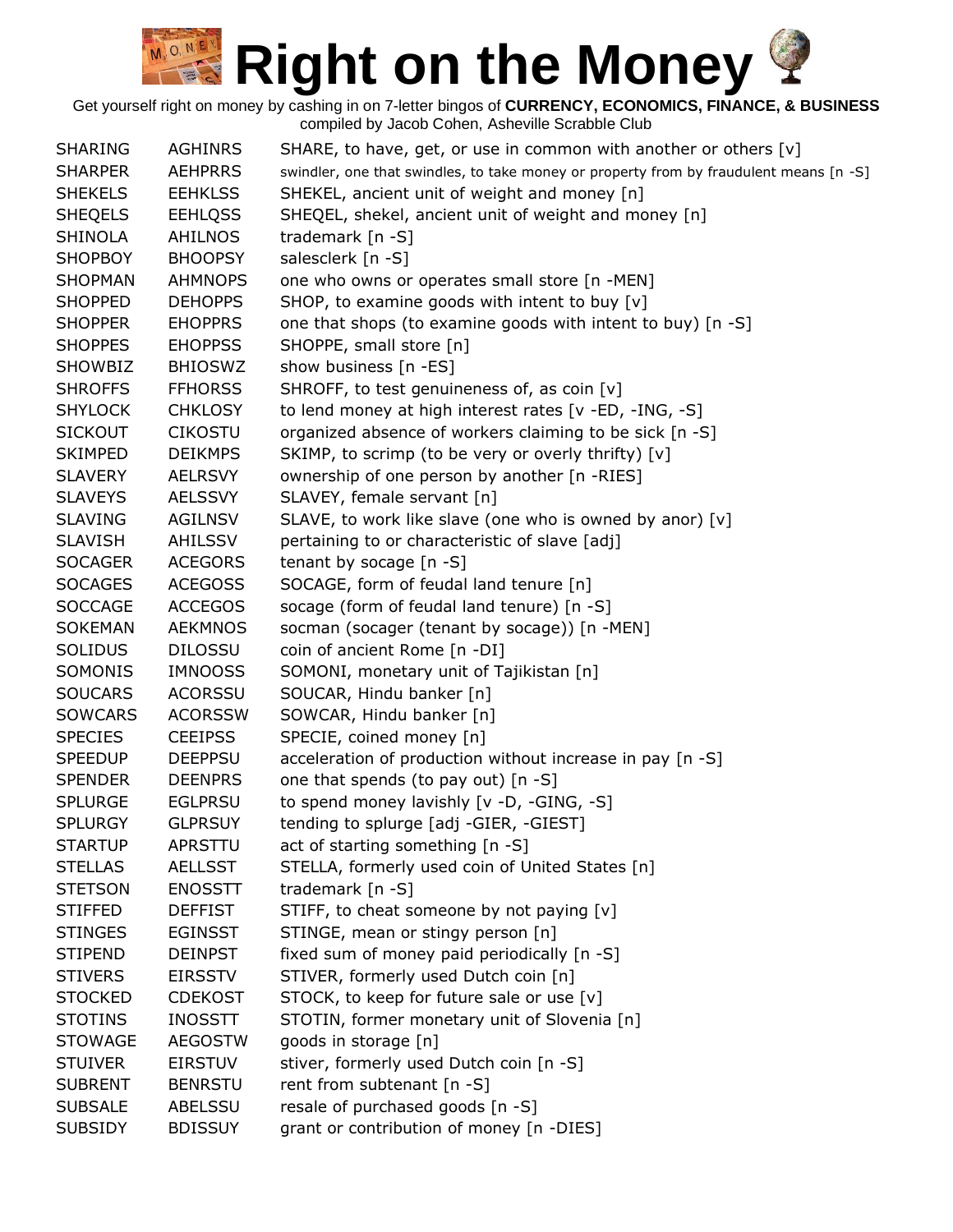# Right on the Money

Get yourself right on money by cashing in on 7-letter bingos of **CURRENCY, ECONOMICS, FINANCE, & BUSINESS**
compiled by Jacob Cohen, Asheville Scrabble Club

| | | |
|---|---|---|
| SHARING | AGHINRS | SHARE, to have, get, or use in common with another or others [v] |
| SHARPER | AEHPRRS | swindler, one that swindles, to take money or property from by fraudulent means [n -S] |
| SHEKELS | EEHKLSS | SHEKEL, ancient unit of weight and money [n] |
| SHEQELS | EEHLQSS | SHEQEL, shekel, ancient unit of weight and money [n] |
| SHINOLA | AHILNOS | trademark [n -S] |
| SHOPBOY | BHOOPSY | salesclerk [n -S] |
| SHOPMAN | AHMNOPS | one who owns or operates small store [n -MEN] |
| SHOPPED | DEHOPPS | SHOP, to examine goods with intent to buy [v] |
| SHOPPER | EHOPPRS | one that shops (to examine goods with intent to buy) [n -S] |
| SHOPPES | EHOPPSS | SHOPPE, small store [n] |
| SHOWBIZ | BHIOSWZ | show business [n -ES] |
| SHROFFS | FFHORSS | SHROFF, to test genuineness of, as coin [v] |
| SHYLOCK | CHKLOSY | to lend money at high interest rates [v -ED, -ING, -S] |
| SICKOUT | CIKOSTU | organized absence of workers claiming to be sick [n -S] |
| SKIMPED | DEIKMPS | SKIMP, to scrimp (to be very or overly thrifty) [v] |
| SLAVERY | AELRSVY | ownership of one person by another [n -RIES] |
| SLAVEYS | AELSSVY | SLAVEY, female servant [n] |
| SLAVING | AGILNSV | SLAVE, to work like slave (one who is owned by anor) [v] |
| SLAVISH | AHILSSV | pertaining to or characteristic of slave [adj] |
| SOCAGER | ACEGORS | tenant by socage [n -S] |
| SOCAGES | ACEGOSS | SOCAGE, form of feudal land tenure [n] |
| SOCCAGE | ACCEGOS | socage (form of feudal land tenure) [n -S] |
| SOKEMAN | AEKMNOS | socman (socager (tenant by socage)) [n -MEN] |
| SOLIDUS | DILOSSU | coin of ancient Rome [n -DI] |
| SOMONIS | IMNOOSS | SOMONI, monetary unit of Tajikistan [n] |
| SOUCARS | ACORSSU | SOUCAR, Hindu banker [n] |
| SOWCARS | ACORSSW | SOWCAR, Hindu banker [n] |
| SPECIES | CEEIPSS | SPECIE, coined money [n] |
| SPEEDUP | DEEPPSU | acceleration of production without increase in pay [n -S] |
| SPENDER | DEENPRS | one that spends (to pay out) [n -S] |
| SPLURGE | EGLPRSU | to spend money lavishly [v -D, -GING, -S] |
| SPLURGY | GLPRSUY | tending to splurge [adj -GIER, -GIEST] |
| STARTUP | APRSTTU | act of starting something [n -S] |
| STELLAS | AELLSST | STELLA, formerly used coin of United States [n] |
| STETSON | ENOSSTT | trademark [n -S] |
| STIFFED | DEFFIST | STIFF, to cheat someone by not paying [v] |
| STINGES | EGINSST | STINGE, mean or stingy person [n] |
| STIPEND | DEINPST | fixed sum of money paid periodically [n -S] |
| STIVERS | EIRSSTV | STIVER, formerly used Dutch coin [n] |
| STOCKED | CDEKOST | STOCK, to keep for future sale or use [v] |
| STOTINS | INOSSTT | STOTIN, former monetary unit of Slovenia [n] |
| STOWAGE | AEGOSTW | goods in storage [n] |
| STUIVER | EIRSTUV | stiver, formerly used Dutch coin [n -S] |
| SUBRENT | BENRSTU | rent from subtenant [n -S] |
| SUBSALE | ABELSSU | resale of purchased goods [n -S] |
| SUBSIDY | BDISSUY | grant or contribution of money [n -DIES] |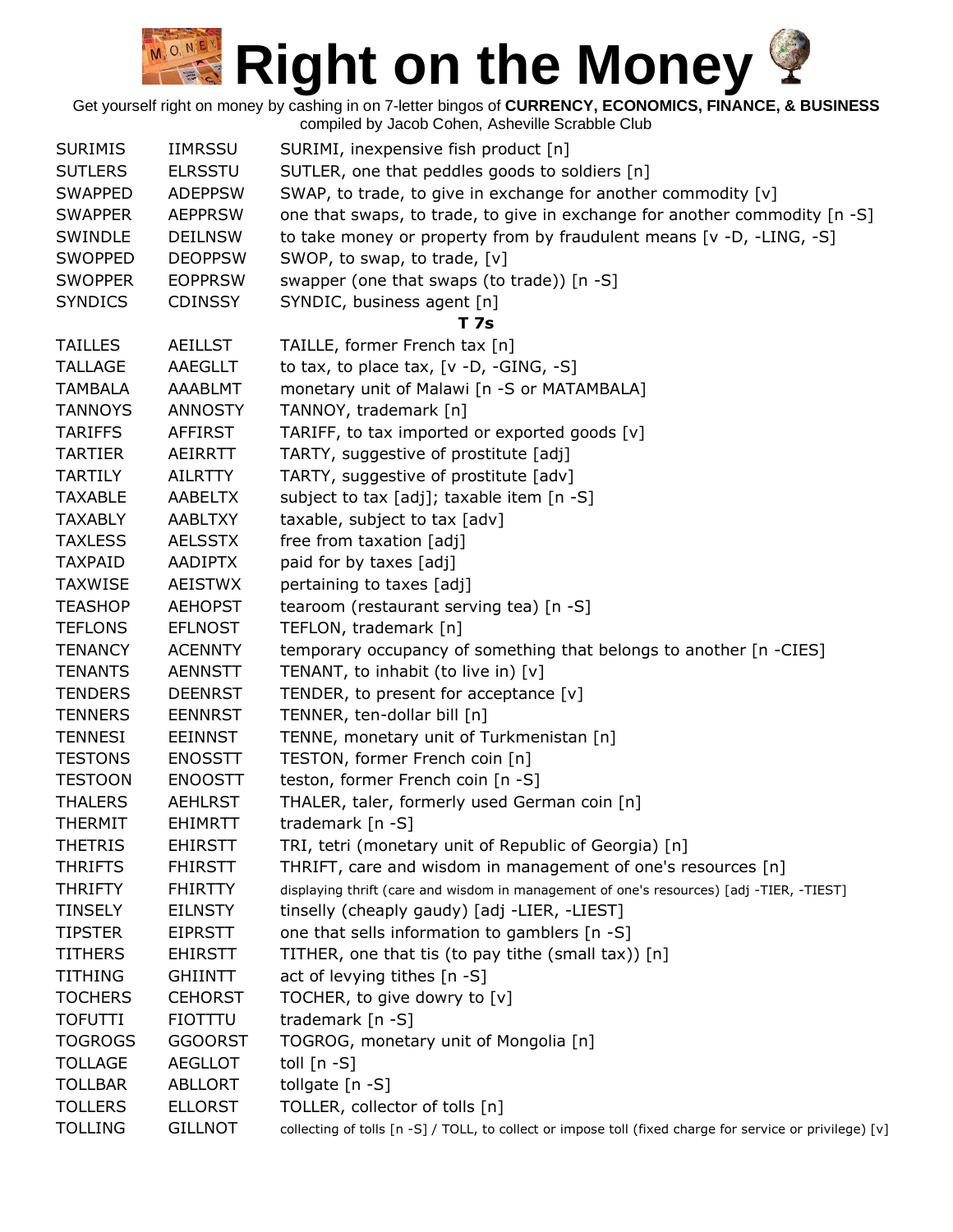# Right on the Money

Get yourself right on money by cashing in on 7-letter bingos of **CURRENCY, ECONOMICS, FINANCE, & BUSINESS**
compiled by Jacob Cohen, Asheville Scrabble Club

| | | |
|---|---|---|
| SURIMIS | IIMRSSU | SURIMI, inexpensive fish product [n] |
| SUTLERS | ELRSSTU | SUTLER, one that peddles goods to soldiers [n] |
| SWAPPED | ADEPPSW | SWAP, to trade, to give in exchange for another commodity [v] |
| SWAPPER | AEPPRSW | one that swaps, to trade, to give in exchange for another commodity [n -S] |
| SWINDLE | DEILNSW | to take money or property from by fraudulent means [v -D, -LING, -S] |
| SWOPPED | DEOPPSW | SWOP, to swap, to trade, [v] |
| SWOPPER | EOPPRSW | swapper (one that swaps (to trade)) [n -S] |
| SYNDICS | CDINSSY | SYNDIC, business agent [n] |

**T 7s**

| | | |
|---|---|---|
| TAILLES | AEILLST | TAILLE, former French tax [n] |
| TALLAGE | AAEGLLT | to tax, to place tax, [v -D, -GING, -S] |
| TAMBALA | AAABLMT | monetary unit of Malawi [n -S or MATAMBALA] |
| TANNOYS | ANNOSTY | TANNOY, trademark [n] |
| TARIFFS | AFFIRST | TARIFF, to tax imported or exported goods [v] |
| TARTIER | AEIRRTT | TARTY, suggestive of prostitute [adj] |
| TARTILY | AILRTTY | TARTY, suggestive of prostitute [adv] |
| TAXABLE | AABELTX | subject to tax [adj]; taxable item [n -S] |
| TAXABLY | AABLTXY | taxable, subject to tax [adv] |
| TAXLESS | AELSSTX | free from taxation [adj] |
| TAXPAID | AADIPTX | paid for by taxes [adj] |
| TAXWISE | AEISTWX | pertaining to taxes [adj] |
| TEASHOP | AEHOPST | tearoom (restaurant serving tea) [n -S] |
| TEFLONS | EFLNOST | TEFLON, trademark [n] |
| TENANCY | ACENNTY | temporary occupancy of something that belongs to another [n -CIES] |
| TENANTS | AENNSTT | TENANT, to inhabit (to live in) [v] |
| TENDERS | DEENRST | TENDER, to present for acceptance [v] |
| TENNERS | EENNRST | TENNER, ten-dollar bill [n] |
| TENNESI | EEINNST | TENNE, monetary unit of Turkmenistan [n] |
| TESTONS | ENOSSTT | TESTON, former French coin [n] |
| TESTOON | ENOOSTT | teston, former French coin [n -S] |
| THALERS | AEHLRST | THALER, taler, formerly used German coin [n] |
| THERMIT | EHIMRTT | trademark [n -S] |
| THETRIS | EHIRSTT | TRI, tetri (monetary unit of Republic of Georgia) [n] |
| THRIFTS | FHIRSTT | THRIFT, care and wisdom in management of one's resources [n] |
| THRIFTY | FHIRTTY | displaying thrift (care and wisdom in management of one's resources) [adj -TIER, -TIEST] |
| TINSELY | EILNSTY | tinselly (cheaply gaudy) [adj -LIER, -LIEST] |
| TIPSTER | EIPRSTT | one that sells information to gamblers [n -S] |
| TITHERS | EHIRSTT | TITHER, one that tis (to pay tithe (small tax)) [n] |
| TITHING | GHIINTT | act of levying tithes [n -S] |
| TOCHERS | CEHORST | TOCHER, to give dowry to [v] |
| TOFUTTI | FIOTTTU | trademark [n -S] |
| TOGROGS | GGOORST | TOGROG, monetary unit of Mongolia [n] |
| TOLLAGE | AEGLLOT | toll [n -S] |
| TOLLBAR | ABLLORT | tollgate [n -S] |
| TOLLERS | ELLORST | TOLLER, collector of tolls [n] |
| TOLLING | GILLNOT | collecting of tolls [n -S] / TOLL, to collect or impose toll (fixed charge for service or privilege) [v] |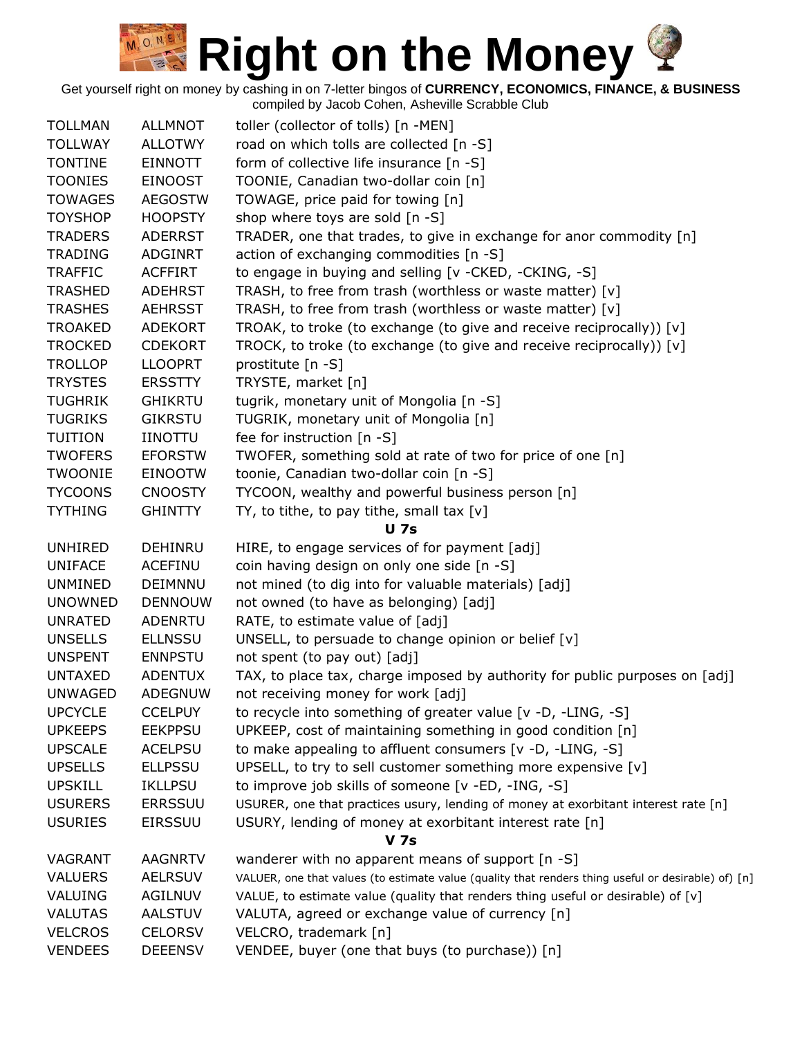# Right on the Money

Get yourself right on money by cashing in on 7-letter bingos of **CURRENCY, ECONOMICS, FINANCE, & BUSINESS**
compiled by Jacob Cohen, Asheville Scrabble Club

| | | |
|---|---|---|
| TOLLMAN | ALLMNOT | toller (collector of tolls) [n -MEN] |
| TOLLWAY | ALLOTWY | road on which tolls are collected [n -S] |
| TONTINE | EINNOTT | form of collective life insurance [n -S] |
| TOONIES | EINOOST | TOONIE, Canadian two-dollar coin [n] |
| TOWAGES | AEGOSTW | TOWAGE, price paid for towing [n] |
| TOYSHOP | HOOPSTY | shop where toys are sold [n -S] |
| TRADERS | ADERRST | TRADER, one that trades, to give in exchange for anor commodity [n] |
| TRADING | ADGINRT | action of exchanging commodities [n -S] |
| TRAFFIC | ACFFIRT | to engage in buying and selling [v -CKED, -CKING, -S] |
| TRASHED | ADEHRST | TRASH, to free from trash (worthless or waste matter) [v] |
| TRASHES | AEHRSST | TRASH, to free from trash (worthless or waste matter) [v] |
| TROAKED | ADEKORT | TROAK, to troke (to exchange (to give and receive reciprocally)) [v] |
| TROCKED | CDEKORT | TROCK, to troke (to exchange (to give and receive reciprocally)) [v] |
| TROLLOP | LLOOPRT | prostitute [n -S] |
| TRYSTES | ERSSTTY | TRYSTE, market [n] |
| TUGHRIK | GHIKRTU | tugrik, monetary unit of Mongolia [n -S] |
| TUGRIKS | GIKRSTU | TUGRIK, monetary unit of Mongolia [n] |
| TUITION | IINOTTU | fee for instruction [n -S] |
| TWOFERS | EFORSTW | TWOFER, something sold at rate of two for price of one [n] |
| TWOONIE | EINOOTW | toonie, Canadian two-dollar coin [n -S] |
| TYCOONS | CNOOSTY | TYCOON, wealthy and powerful business person [n] |
| TYTHING | GHINTTY | TY, to tithe, to pay tithe, small tax [v] |

**U 7s**

| | | |
|---|---|---|
| UNHIRED | DEHINRU | HIRE, to engage services of for payment [adj] |
| UNIFACE | ACEFINU | coin having design on only one side [n -S] |
| UNMINED | DEIMNNU | not mined (to dig into for valuable materials) [adj] |
| UNOWNED | DENNOUW | not owned (to have as belonging) [adj] |
| UNRATED | ADENRTU | RATE, to estimate value of [adj] |
| UNSELLS | ELLNSSU | UNSELL, to persuade to change opinion or belief [v] |
| UNSPENT | ENNPSTU | not spent (to pay out) [adj] |
| UNTAXED | ADENTUX | TAX, to place tax, charge imposed by authority for public purposes on [adj] |
| UNWAGED | ADEGNUW | not receiving money for work [adj] |
| UPCYCLE | CCELPUY | to recycle into something of greater value [v -D, -LING, -S] |
| UPKEEPS | EEKPPSU | UPKEEP, cost of maintaining something in good condition [n] |
| UPSCALE | ACELPSU | to make appealing to affluent consumers [v -D, -LING, -S] |
| UPSELLS | ELLPSSU | UPSELL, to try to sell customer something more expensive [v] |
| UPSKILL | IKLLPSU | to improve job skills of someone [v -ED, -ING, -S] |
| USURERS | ERRSSUU | USURER, one that practices usury, lending of money at exorbitant interest rate [n] |
| USURIES | EIRSSUU | USURY, lending of money at exorbitant interest rate [n] |

**V 7s**

| | | |
|---|---|---|
| VAGRANT | AAGNRTV | wanderer with no apparent means of support [n -S] |
| VALUERS | AELRSUV | VALUER, one that values (to estimate value (quality that renders thing useful or desirable) of) [n] |
| VALUING | AGILNUV | VALUE, to estimate value (quality that renders thing useful or desirable) of [v] |
| VALUTAS | AALSTUV | VALUTA, agreed or exchange value of currency [n] |
| VELCROS | CELORSV | VELCRO, trademark [n] |
| VENDEES | DEEENSV | VENDEE, buyer (one that buys (to purchase)) [n] |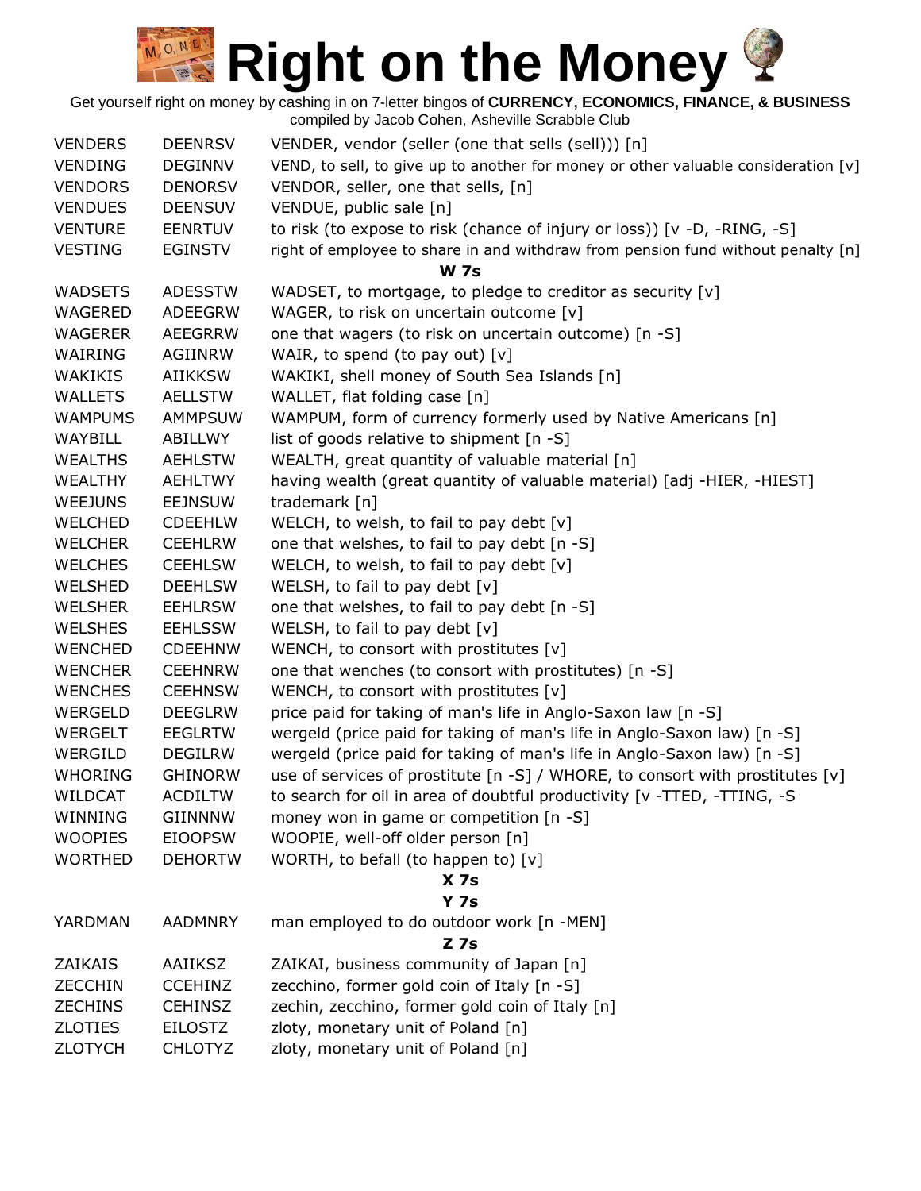# Right on the Money

Get yourself right on money by cashing in on 7-letter bingos of **CURRENCY, ECONOMICS, FINANCE, & BUSINESS**
compiled by Jacob Cohen, Asheville Scrabble Club

| | | |
|---|---|---|
| VENDERS | DEENRSV | VENDER, vendor (seller (one that sells (sell))) [n] |
| VENDING | DEGINNV | VEND, to sell, to give up to another for money or other valuable consideration [v] |
| VENDORS | DENORSV | VENDOR, seller, one that sells, [n] |
| VENDUES | DEENSUV | VENDUE, public sale [n] |
| VENTURE | EENRTUV | to risk (to expose to risk (chance of injury or loss)) [v -D, -RING, -S] |
| VESTING | EGINSTV | right of employee to share in and withdraw from pension fund without penalty [n] |
| | | **W 7s** |
| WADSETS | ADESSTW | WADSET, to mortgage, to pledge to creditor as security [v] |
| WAGERED | ADEEGRW | WAGER, to risk on uncertain outcome [v] |
| WAGERER | AEEGRRW | one that wagers (to risk on uncertain outcome) [n -S] |
| WAIRING | AGIINRW | WAIR, to spend (to pay out) [v] |
| WAKIKIS | AIIKKSW | WAKIKI, shell money of South Sea Islands [n] |
| WALLETS | AELLSTW | WALLET, flat folding case [n] |
| WAMPUMS | AMMPSUW | WAMPUM, form of currency formerly used by Native Americans [n] |
| WAYBILL | ABILLWY | list of goods relative to shipment [n -S] |
| WEALTHS | AEHLSTW | WEALTH, great quantity of valuable material [n] |
| WEALTHY | AEHLTWY | having wealth (great quantity of valuable material) [adj -HIER, -HIEST] |
| WEEJUNS | EEJNSUW | trademark [n] |
| WELCHED | CDEEHLW | WELCH, to welsh, to fail to pay debt [v] |
| WELCHER | CEEHLRW | one that welshes, to fail to pay debt [n -S] |
| WELCHES | CEEHLSW | WELCH, to welsh, to fail to pay debt [v] |
| WELSHED | DEEHLSW | WELSH, to fail to pay debt [v] |
| WELSHER | EEHLRSW | one that welshes, to fail to pay debt [n -S] |
| WELSHES | EEHLSSW | WELSH, to fail to pay debt [v] |
| WENCHED | CDEEHNW | WENCH, to consort with prostitutes [v] |
| WENCHER | CEEHNRW | one that wenches (to consort with prostitutes) [n -S] |
| WENCHES | CEEHNSW | WENCH, to consort with prostitutes [v] |
| WERGELD | DEEGLRW | price paid for taking of man's life in Anglo-Saxon law [n -S] |
| WERGELT | EEGLRTW | wergeld (price paid for taking of man's life in Anglo-Saxon law) [n -S] |
| WERGILD | DEGILRW | wergeld (price paid for taking of man's life in Anglo-Saxon law) [n -S] |
| WHORING | GHINORW | use of services of prostitute [n -S] / WHORE, to consort with prostitutes [v] |
| WILDCAT | ACDILTW | to search for oil in area of doubtful productivity [v -TTED, -TTING, -S |
| WINNING | GIINNNW | money won in game or competition [n -S] |
| WOOPIES | EIOOPSW | WOOPIE, well-off older person [n] |
| WORTHED | DEHORTW | WORTH, to befall (to happen to) [v] |
| | | **X 7s** |
| | | **Y 7s** |
| YARDMAN | AADMNRY | man employed to do outdoor work [n -MEN] |
| | | **Z 7s** |
| ZAIKAIS | AAIIKSZ | ZAIKAI, business community of Japan [n] |
| ZECCHIN | CCEHINZ | zecchino, former gold coin of Italy [n -S] |
| ZECHINS | CEHINSZ | zechin, zecchino, former gold coin of Italy [n] |
| ZLOTIES | EILOSTZ | zloty, monetary unit of Poland [n] |
| ZLOTYCH | CHLOTYZ | zloty, monetary unit of Poland [n] |